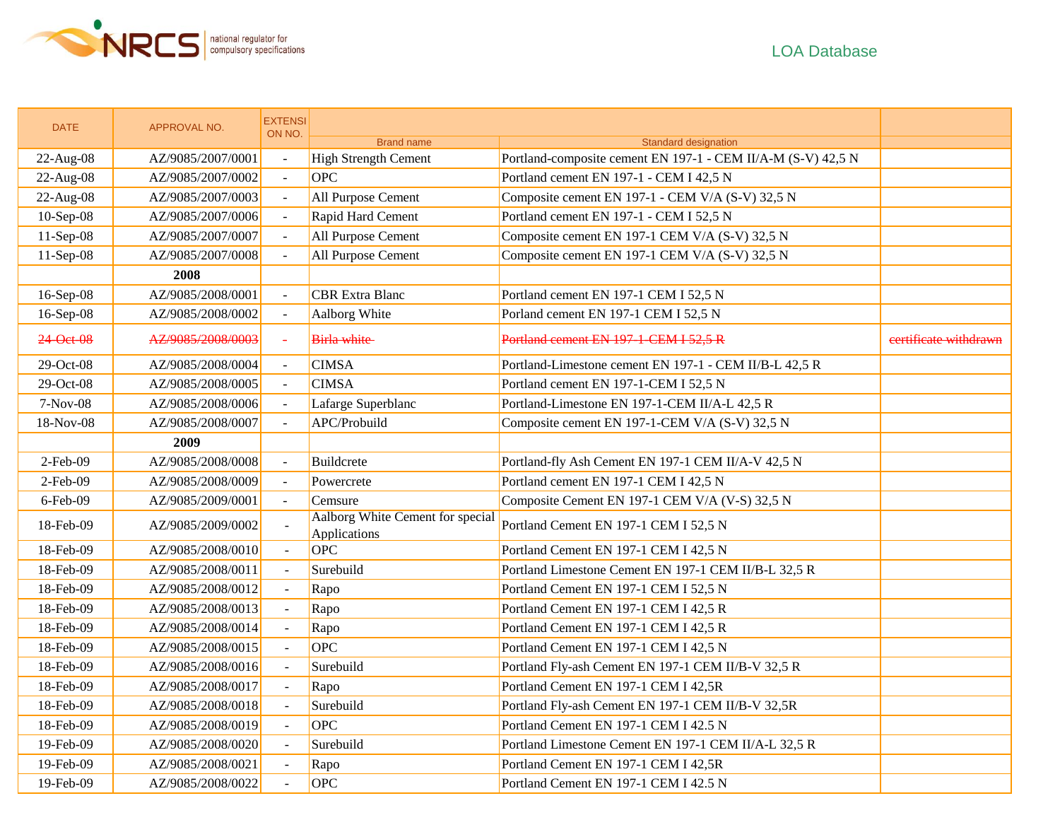national regulator for compulsory specifications

LOA Database

| DATE | APPROVAL NO. | EXTENSION NO. | Brand name | Standard designation | |
|---|---|---|---|---|---|
| 22-Aug-08 | AZ/9085/2007/0001 | - | High Strength Cement | Portland-composite cement EN 197-1 - CEM II/A-M (S-V) 42,5 N | |
| 22-Aug-08 | AZ/9085/2007/0002 | - | OPC | Portland cement EN 197-1 - CEM I 42,5 N | |
| 22-Aug-08 | AZ/9085/2007/0003 | - | All Purpose Cement | Composite cement EN 197-1 - CEM V/A (S-V) 32,5 N | |
| 10-Sep-08 | AZ/9085/2007/0006 | - | Rapid Hard Cement | Portland cement EN 197-1 - CEM I 52,5 N | |
| 11-Sep-08 | AZ/9085/2007/0007 | - | All Purpose Cement | Composite cement EN 197-1 CEM V/A (S-V) 32,5 N | |
| 11-Sep-08 | AZ/9085/2007/0008 | - | All Purpose Cement | Composite cement EN 197-1 CEM V/A (S-V) 32,5 N | |
| | **2008** | | | | |
| 16-Sep-08 | AZ/9085/2008/0001 | - | CBR Extra Blanc | Portland cement EN 197-1 CEM I 52,5 N | |
| 16-Sep-08 | AZ/9085/2008/0002 | - | Aalborg White | Porland cement EN 197-1 CEM I 52,5 N | |
| ~~24-Oct-08~~ | ~~AZ/9085/2008/0003~~ | ~~-~~ | ~~Birla white~~ | ~~Portland cement EN 197-1-CEM I 52,5 R~~ | ~~certificate withdrawn~~ |
| 29-Oct-08 | AZ/9085/2008/0004 | - | CIMSA | Portland-Limestone cement EN 197-1 - CEM II/B-L 42,5 R | |
| 29-Oct-08 | AZ/9085/2008/0005 | - | CIMSA | Portland cement EN 197-1-CEM I 52,5 N | |
| 7-Nov-08 | AZ/9085/2008/0006 | - | Lafarge Superblanc | Portland-Limestone EN 197-1-CEM II/A-L 42,5 R | |
| 18-Nov-08 | AZ/9085/2008/0007 | - | APC/Probuild | Composite cement EN 197-1-CEM V/A (S-V) 32,5 N | |
| | **2009** | | | | |
| 2-Feb-09 | AZ/9085/2008/0008 | - | Buildcrete | Portland-fly Ash Cement EN 197-1 CEM II/A-V 42,5 N | |
| 2-Feb-09 | AZ/9085/2008/0009 | - | Powercrete | Portland cement EN 197-1 CEM I 42,5 N | |
| 6-Feb-09 | AZ/9085/2009/0001 | - | Cemsure | Composite Cement EN 197-1 CEM V/A (V-S) 32,5 N | |
| 18-Feb-09 | AZ/9085/2009/0002 | - | Aalborg White Cement for special Applications | Portland Cement EN 197-1 CEM I 52,5 N | |
| 18-Feb-09 | AZ/9085/2008/0010 | - | OPC | Portland Cement EN 197-1 CEM I 42,5 N | |
| 18-Feb-09 | AZ/9085/2008/0011 | - | Surebuild | Portland Limestone Cement EN 197-1 CEM II/B-L 32,5 R | |
| 18-Feb-09 | AZ/9085/2008/0012 | - | Rapo | Portland Cement EN 197-1 CEM I 52,5 N | |
| 18-Feb-09 | AZ/9085/2008/0013 | - | Rapo | Portland Cement EN 197-1 CEM I 42,5 R | |
| 18-Feb-09 | AZ/9085/2008/0014 | - | Rapo | Portland Cement EN 197-1 CEM I 42,5 R | |
| 18-Feb-09 | AZ/9085/2008/0015 | - | OPC | Portland Cement EN 197-1 CEM I 42,5 N | |
| 18-Feb-09 | AZ/9085/2008/0016 | - | Surebuild | Portland Fly-ash Cement EN 197-1 CEM II/B-V 32,5 R | |
| 18-Feb-09 | AZ/9085/2008/0017 | - | Rapo | Portland Cement EN 197-1 CEM I 42,5R | |
| 18-Feb-09 | AZ/9085/2008/0018 | - | Surebuild | Portland Fly-ash Cement EN 197-1 CEM II/B-V 32,5R | |
| 18-Feb-09 | AZ/9085/2008/0019 | - | OPC | Portland Cement EN 197-1 CEM I 42.5 N | |
| 19-Feb-09 | AZ/9085/2008/0020 | - | Surebuild | Portland Limestone Cement EN 197-1 CEM II/A-L 32,5 R | |
| 19-Feb-09 | AZ/9085/2008/0021 | - | Rapo | Portland Cement EN 197-1 CEM I 42,5R | |
| 19-Feb-09 | AZ/9085/2008/0022 | - | OPC | Portland Cement EN 197-1 CEM I 42.5 N | |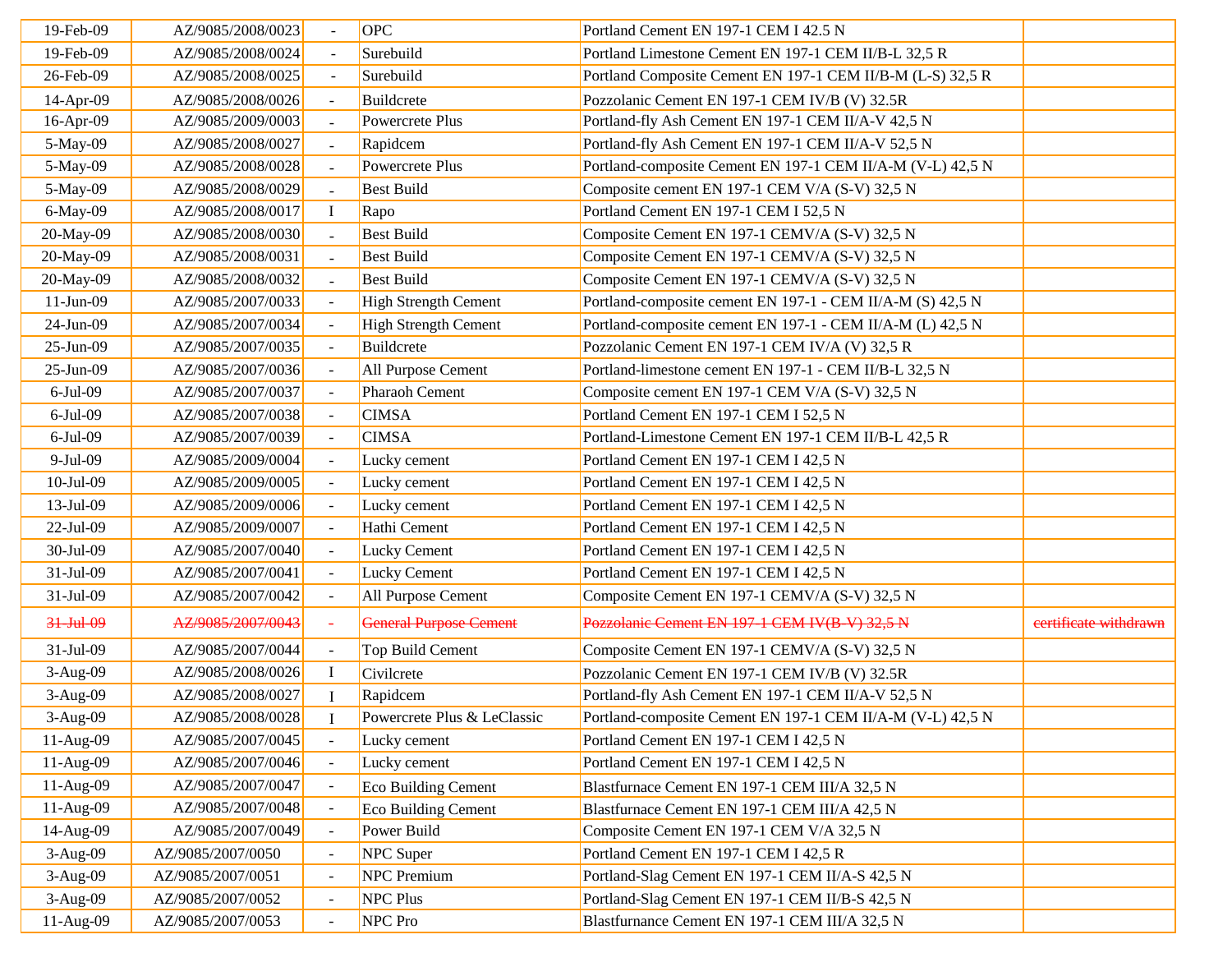| | | | | | |
|---|---|---|---|---|---|
| 19-Feb-09 | AZ/9085/2008/0023 | - | OPC | Portland Cement EN 197-1 CEM I 42.5 N | |
| 19-Feb-09 | AZ/9085/2008/0024 | - | Surebuild | Portland Limestone Cement EN 197-1 CEM II/B-L 32,5 R | |
| 26-Feb-09 | AZ/9085/2008/0025 | - | Surebuild | Portland Composite Cement EN 197-1 CEM II/B-M (L-S) 32,5 R | |
| 14-Apr-09 | AZ/9085/2008/0026 | - | Buildcrete | Pozzolanic Cement EN 197-1 CEM IV/B (V) 32.5R | |
| 16-Apr-09 | AZ/9085/2009/0003 | - | Powercrete Plus | Portland-fly Ash Cement EN 197-1 CEM II/A-V 42,5 N | |
| 5-May-09 | AZ/9085/2008/0027 | - | Rapidcem | Portland-fly Ash Cement EN 197-1 CEM II/A-V 52,5 N | |
| 5-May-09 | AZ/9085/2008/0028 | - | Powercrete Plus | Portland-composite Cement EN 197-1 CEM II/A-M (V-L) 42,5 N | |
| 5-May-09 | AZ/9085/2008/0029 | - | Best Build | Composite cement EN 197-1 CEM V/A (S-V) 32,5 N | |
| 6-May-09 | AZ/9085/2008/0017 | I | Rapo | Portland Cement EN 197-1 CEM I 52,5 N | |
| 20-May-09 | AZ/9085/2008/0030 | - | Best Build | Composite Cement EN 197-1 CEMV/A (S-V) 32,5 N | |
| 20-May-09 | AZ/9085/2008/0031 | - | Best Build | Composite Cement EN 197-1 CEMV/A (S-V) 32,5 N | |
| 20-May-09 | AZ/9085/2008/0032 | - | Best Build | Composite Cement EN 197-1 CEMV/A (S-V) 32,5 N | |
| 11-Jun-09 | AZ/9085/2007/0033 | - | High Strength Cement | Portland-composite cement EN 197-1 - CEM II/A-M (S) 42,5 N | |
| 24-Jun-09 | AZ/9085/2007/0034 | - | High Strength Cement | Portland-composite cement EN 197-1 - CEM II/A-M (L) 42,5 N | |
| 25-Jun-09 | AZ/9085/2007/0035 | - | Buildcrete | Pozzolanic Cement EN 197-1 CEM IV/A (V) 32,5 R | |
| 25-Jun-09 | AZ/9085/2007/0036 | - | All Purpose Cement | Portland-limestone cement EN 197-1 - CEM II/B-L 32,5 N | |
| 6-Jul-09 | AZ/9085/2007/0037 | - | Pharaoh Cement | Composite cement EN 197-1 CEM V/A (S-V) 32,5 N | |
| 6-Jul-09 | AZ/9085/2007/0038 | - | CIMSA | Portland Cement EN 197-1 CEM I 52,5 N | |
| 6-Jul-09 | AZ/9085/2007/0039 | - | CIMSA | Portland-Limestone Cement EN 197-1 CEM II/B-L 42,5 R | |
| 9-Jul-09 | AZ/9085/2009/0004 | - | Lucky cement | Portland Cement EN 197-1 CEM I 42,5 N | |
| 10-Jul-09 | AZ/9085/2009/0005 | - | Lucky cement | Portland Cement EN 197-1 CEM I 42,5 N | |
| 13-Jul-09 | AZ/9085/2009/0006 | - | Lucky cement | Portland Cement EN 197-1 CEM I 42,5 N | |
| 22-Jul-09 | AZ/9085/2009/0007 | - | Hathi Cement | Portland Cement EN 197-1 CEM I 42,5 N | |
| 30-Jul-09 | AZ/9085/2007/0040 | - | Lucky Cement | Portland Cement EN 197-1 CEM I 42,5 N | |
| 31-Jul-09 | AZ/9085/2007/0041 | - | Lucky Cement | Portland Cement EN 197-1 CEM I 42,5 N | |
| 31-Jul-09 | AZ/9085/2007/0042 | - | All Purpose Cement | Composite Cement EN 197-1 CEMV/A (S-V) 32,5 N | |
| ~~31-Jul-09~~ | ~~AZ/9085/2007/0043~~ | ~~-~~ | ~~General Purpose Cement~~ | ~~Pozzolanic Cement EN 197-1 CEM IV(B-V) 32,5 N~~ | ~~certificate withdrawn~~ |
| 31-Jul-09 | AZ/9085/2007/0044 | - | Top Build Cement | Composite Cement EN 197-1 CEMV/A (S-V) 32,5 N | |
| 3-Aug-09 | AZ/9085/2008/0026 | I | Civilcrete | Pozzolanic Cement EN 197-1 CEM IV/B (V) 32.5R | |
| 3-Aug-09 | AZ/9085/2008/0027 | I | Rapidcem | Portland-fly Ash Cement EN 197-1 CEM II/A-V 52,5 N | |
| 3-Aug-09 | AZ/9085/2008/0028 | I | Powercrete Plus & LeClassic | Portland-composite Cement EN 197-1 CEM II/A-M (V-L) 42,5 N | |
| 11-Aug-09 | AZ/9085/2007/0045 | - | Lucky cement | Portland Cement EN 197-1 CEM I 42,5 N | |
| 11-Aug-09 | AZ/9085/2007/0046 | - | Lucky cement | Portland Cement EN 197-1 CEM I 42,5 N | |
| 11-Aug-09 | AZ/9085/2007/0047 | - | Eco Building Cement | Blastfurnace Cement EN 197-1 CEM III/A 32,5 N | |
| 11-Aug-09 | AZ/9085/2007/0048 | - | Eco Building Cement | Blastfurnace Cement EN 197-1 CEM III/A 42,5 N | |
| 14-Aug-09 | AZ/9085/2007/0049 | - | Power Build | Composite Cement EN 197-1 CEM V/A 32,5 N | |
| 3-Aug-09 | AZ/9085/2007/0050 | - | NPC Super | Portland Cement EN 197-1 CEM I 42,5 R | |
| 3-Aug-09 | AZ/9085/2007/0051 | - | NPC Premium | Portland-Slag Cement EN 197-1 CEM II/A-S 42,5 N | |
| 3-Aug-09 | AZ/9085/2007/0052 | - | NPC Plus | Portland-Slag Cement EN 197-1 CEM II/B-S 42,5 N | |
| 11-Aug-09 | AZ/9085/2007/0053 | - | NPC Pro | Blastfurnance Cement EN 197-1 CEM III/A 32,5 N | |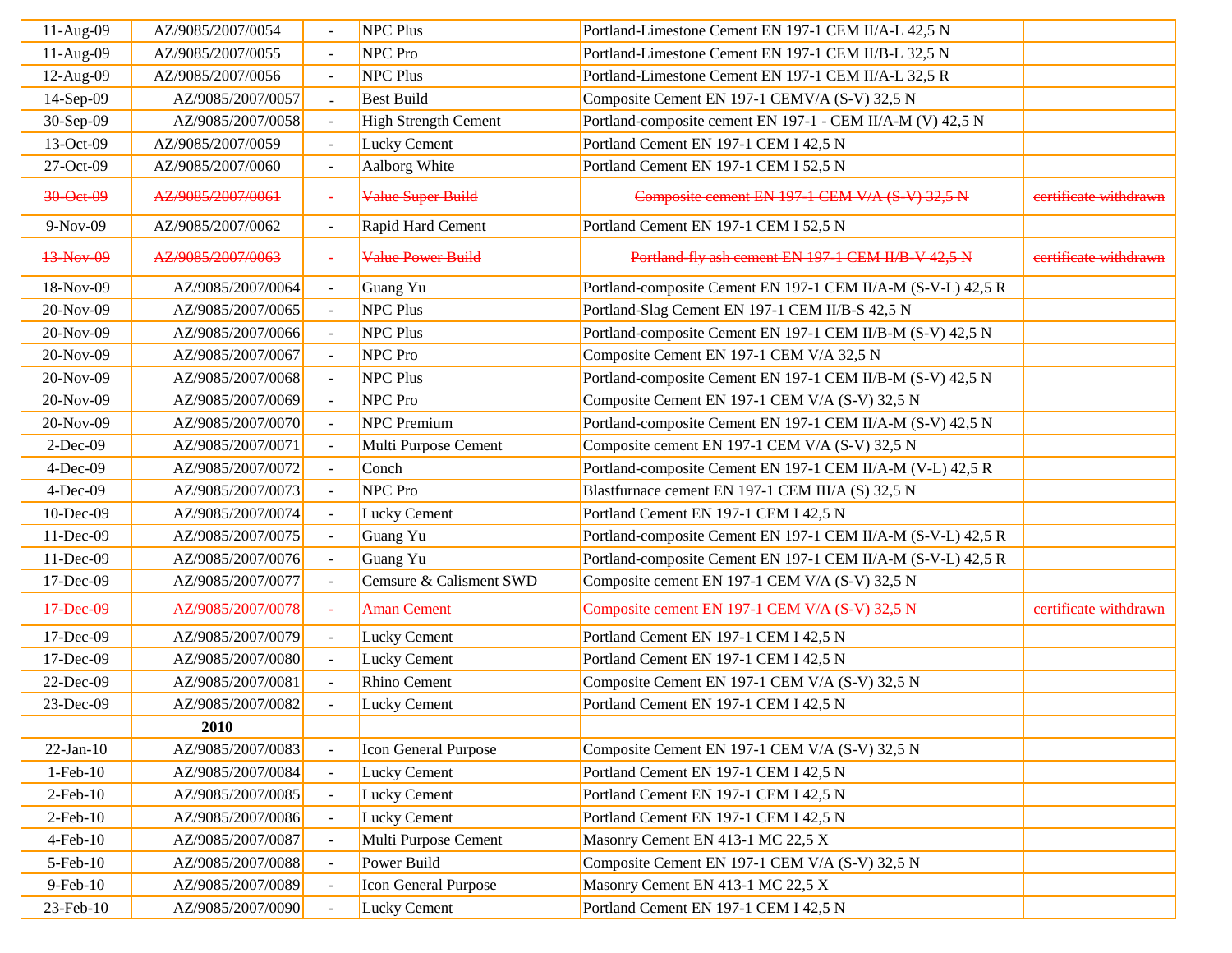| | | | | | |
|---|---|---|---|---|---|
| 11-Aug-09 | AZ/9085/2007/0054 | - | NPC Plus | Portland-Limestone Cement EN 197-1 CEM II/A-L 42,5 N | |
| 11-Aug-09 | AZ/9085/2007/0055 | - | NPC Pro | Portland-Limestone Cement EN 197-1 CEM II/B-L 32,5 N | |
| 12-Aug-09 | AZ/9085/2007/0056 | - | NPC Plus | Portland-Limestone Cement EN 197-1 CEM II/A-L 32,5 R | |
| 14-Sep-09 | AZ/9085/2007/0057 | - | Best Build | Composite Cement EN 197-1 CEMV/A (S-V) 32,5 N | |
| 30-Sep-09 | AZ/9085/2007/0058 | - | High Strength Cement | Portland-composite cement EN 197-1 - CEM II/A-M (V) 42,5 N | |
| 13-Oct-09 | AZ/9085/2007/0059 | - | Lucky Cement | Portland Cement EN 197-1 CEM I 42,5 N | |
| 27-Oct-09 | AZ/9085/2007/0060 | - | Aalborg White | Portland Cement EN 197-1 CEM I 52,5 N | |
| ~~30-Oct-09~~ | ~~AZ/9085/2007/0061~~ | ~~-~~ | ~~Value Super Build~~ | ~~Composite cement EN 197-1 CEM V/A (S-V) 32,5 N~~ | ~~certificate withdrawn~~ |
| 9-Nov-09 | AZ/9085/2007/0062 | - | Rapid Hard Cement | Portland Cement EN 197-1 CEM I 52,5 N | |
| ~~13-Nov-09~~ | ~~AZ/9085/2007/0063~~ | ~~-~~ | ~~Value Power Build~~ | ~~Portland-fly ash cement EN 197-1 CEM II/B-V 42,5 N~~ | ~~certificate withdrawn~~ |
| 18-Nov-09 | AZ/9085/2007/0064 | - | Guang Yu | Portland-composite Cement EN 197-1 CEM II/A-M (S-V-L) 42,5 R | |
| 20-Nov-09 | AZ/9085/2007/0065 | - | NPC Plus | Portland-Slag Cement EN 197-1 CEM II/B-S 42,5 N | |
| 20-Nov-09 | AZ/9085/2007/0066 | - | NPC Plus | Portland-composite Cement EN 197-1 CEM II/B-M (S-V) 42,5 N | |
| 20-Nov-09 | AZ/9085/2007/0067 | - | NPC Pro | Composite Cement EN 197-1 CEM V/A 32,5 N | |
| 20-Nov-09 | AZ/9085/2007/0068 | - | NPC Plus | Portland-composite Cement EN 197-1 CEM II/B-M (S-V) 42,5 N | |
| 20-Nov-09 | AZ/9085/2007/0069 | - | NPC Pro | Composite Cement EN 197-1 CEM V/A (S-V) 32,5 N | |
| 20-Nov-09 | AZ/9085/2007/0070 | - | NPC Premium | Portland-composite Cement EN 197-1 CEM II/A-M (S-V) 42,5 N | |
| 2-Dec-09 | AZ/9085/2007/0071 | - | Multi Purpose Cement | Composite cement EN 197-1 CEM V/A (S-V) 32,5 N | |
| 4-Dec-09 | AZ/9085/2007/0072 | - | Conch | Portland-composite Cement EN 197-1 CEM II/A-M (V-L) 42,5 R | |
| 4-Dec-09 | AZ/9085/2007/0073 | - | NPC Pro | Blastfurnace cement EN 197-1 CEM III/A (S) 32,5 N | |
| 10-Dec-09 | AZ/9085/2007/0074 | - | Lucky Cement | Portland Cement EN 197-1 CEM I 42,5 N | |
| 11-Dec-09 | AZ/9085/2007/0075 | - | Guang Yu | Portland-composite Cement EN 197-1 CEM II/A-M (S-V-L) 42,5 R | |
| 11-Dec-09 | AZ/9085/2007/0076 | - | Guang Yu | Portland-composite Cement EN 197-1 CEM II/A-M (S-V-L) 42,5 R | |
| 17-Dec-09 | AZ/9085/2007/0077 | - | Cemsure & Calisment SWD | Composite cement EN 197-1 CEM V/A (S-V) 32,5 N | |
| ~~17-Dec-09~~ | ~~AZ/9085/2007/0078~~ | ~~-~~ | ~~Aman Cement~~ | ~~Composite cement EN 197-1 CEM V/A (S-V) 32,5 N~~ | ~~certificate withdrawn~~ |
| 17-Dec-09 | AZ/9085/2007/0079 | - | Lucky Cement | Portland Cement EN 197-1 CEM I 42,5 N | |
| 17-Dec-09 | AZ/9085/2007/0080 | - | Lucky Cement | Portland Cement EN 197-1 CEM I 42,5 N | |
| 22-Dec-09 | AZ/9085/2007/0081 | - | Rhino Cement | Composite Cement EN 197-1 CEM V/A (S-V) 32,5 N | |
| 23-Dec-09 | AZ/9085/2007/0082 | - | Lucky Cement | Portland Cement EN 197-1 CEM I 42,5 N | |
| | **2010** | | | | |
| 22-Jan-10 | AZ/9085/2007/0083 | - | Icon General Purpose | Composite Cement EN 197-1 CEM V/A (S-V) 32,5 N | |
| 1-Feb-10 | AZ/9085/2007/0084 | - | Lucky Cement | Portland Cement EN 197-1 CEM I 42,5 N | |
| 2-Feb-10 | AZ/9085/2007/0085 | - | Lucky Cement | Portland Cement EN 197-1 CEM I 42,5 N | |
| 2-Feb-10 | AZ/9085/2007/0086 | - | Lucky Cement | Portland Cement EN 197-1 CEM I 42,5 N | |
| 4-Feb-10 | AZ/9085/2007/0087 | - | Multi Purpose Cement | Masonry Cement EN 413-1 MC 22,5 X | |
| 5-Feb-10 | AZ/9085/2007/0088 | - | Power Build | Composite Cement EN 197-1 CEM V/A (S-V) 32,5 N | |
| 9-Feb-10 | AZ/9085/2007/0089 | - | Icon General Purpose | Masonry Cement EN 413-1 MC 22,5 X | |
| 23-Feb-10 | AZ/9085/2007/0090 | - | Lucky Cement | Portland Cement EN 197-1 CEM I 42,5 N | |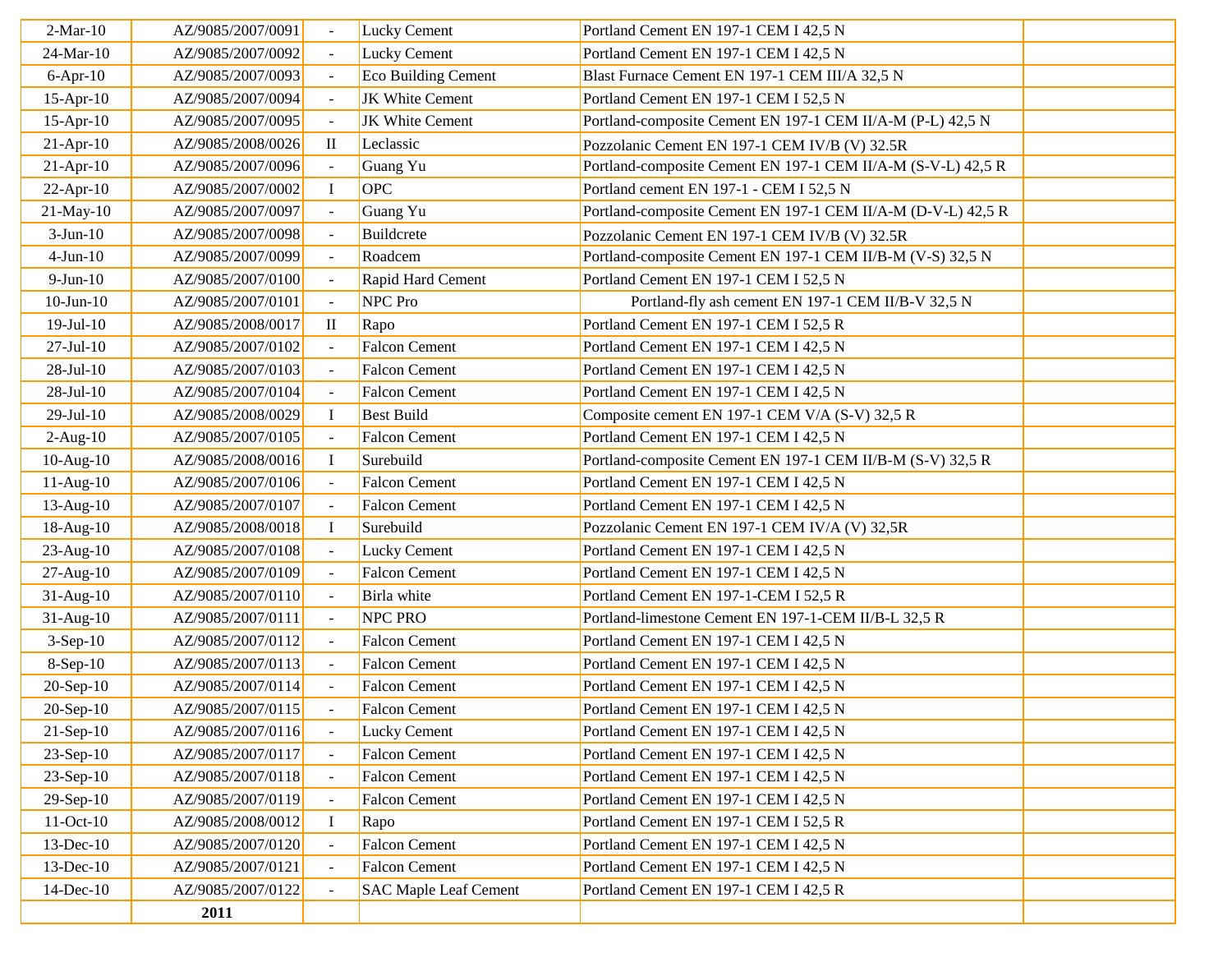| | | | | | |
|---|---|---|---|---|---|
| 2-Mar-10 | AZ/9085/2007/0091 | - | Lucky Cement | Portland Cement EN 197-1 CEM I 42,5 N | |
| 24-Mar-10 | AZ/9085/2007/0092 | - | Lucky Cement | Portland Cement EN 197-1 CEM I 42,5 N | |
| 6-Apr-10 | AZ/9085/2007/0093 | - | Eco Building Cement | Blast Furnace Cement EN 197-1 CEM III/A 32,5 N | |
| 15-Apr-10 | AZ/9085/2007/0094 | - | JK White Cement | Portland Cement EN 197-1 CEM I 52,5 N | |
| 15-Apr-10 | AZ/9085/2007/0095 | - | JK White Cement | Portland-composite Cement EN 197-1 CEM II/A-M (P-L) 42,5 N | |
| 21-Apr-10 | AZ/9085/2008/0026 | II | Leclassic | Pozzolanic Cement EN 197-1 CEM IV/B (V) 32.5R | |
| 21-Apr-10 | AZ/9085/2007/0096 | - | Guang Yu | Portland-composite Cement EN 197-1 CEM II/A-M (S-V-L) 42,5 R | |
| 22-Apr-10 | AZ/9085/2007/0002 | I | OPC | Portland cement EN 197-1 - CEM I 52,5 N | |
| 21-May-10 | AZ/9085/2007/0097 | - | Guang Yu | Portland-composite Cement EN 197-1 CEM II/A-M (D-V-L) 42,5 R | |
| 3-Jun-10 | AZ/9085/2007/0098 | - | Buildcrete | Pozzolanic Cement EN 197-1 CEM IV/B (V) 32.5R | |
| 4-Jun-10 | AZ/9085/2007/0099 | - | Roadcem | Portland-composite Cement EN 197-1 CEM II/B-M (V-S) 32,5 N | |
| 9-Jun-10 | AZ/9085/2007/0100 | - | Rapid Hard Cement | Portland Cement EN 197-1 CEM I 52,5 N | |
| 10-Jun-10 | AZ/9085/2007/0101 | - | NPC Pro | Portland-fly ash cement EN 197-1 CEM II/B-V 32,5 N | |
| 19-Jul-10 | AZ/9085/2008/0017 | II | Rapo | Portland Cement EN 197-1 CEM I 52,5 R | |
| 27-Jul-10 | AZ/9085/2007/0102 | - | Falcon Cement | Portland Cement EN 197-1 CEM I 42,5 N | |
| 28-Jul-10 | AZ/9085/2007/0103 | - | Falcon Cement | Portland Cement EN 197-1 CEM I 42,5 N | |
| 28-Jul-10 | AZ/9085/2007/0104 | - | Falcon Cement | Portland Cement EN 197-1 CEM I 42,5 N | |
| 29-Jul-10 | AZ/9085/2008/0029 | I | Best Build | Composite cement EN 197-1 CEM V/A (S-V) 32,5 R | |
| 2-Aug-10 | AZ/9085/2007/0105 | - | Falcon Cement | Portland Cement EN 197-1 CEM I 42,5 N | |
| 10-Aug-10 | AZ/9085/2008/0016 | I | Surebuild | Portland-composite Cement EN 197-1 CEM II/B-M (S-V) 32,5 R | |
| 11-Aug-10 | AZ/9085/2007/0106 | - | Falcon Cement | Portland Cement EN 197-1 CEM I 42,5 N | |
| 13-Aug-10 | AZ/9085/2007/0107 | - | Falcon Cement | Portland Cement EN 197-1 CEM I 42,5 N | |
| 18-Aug-10 | AZ/9085/2008/0018 | I | Surebuild | Pozzolanic Cement EN 197-1 CEM IV/A (V) 32,5R | |
| 23-Aug-10 | AZ/9085/2007/0108 | - | Lucky Cement | Portland Cement EN 197-1 CEM I 42,5 N | |
| 27-Aug-10 | AZ/9085/2007/0109 | - | Falcon Cement | Portland Cement EN 197-1 CEM I 42,5 N | |
| 31-Aug-10 | AZ/9085/2007/0110 | - | Birla white | Portland Cement EN 197-1-CEM I 52,5 R | |
| 31-Aug-10 | AZ/9085/2007/0111 | - | NPC PRO | Portland-limestone Cement EN 197-1-CEM II/B-L 32,5 R | |
| 3-Sep-10 | AZ/9085/2007/0112 | - | Falcon Cement | Portland Cement EN 197-1 CEM I 42,5 N | |
| 8-Sep-10 | AZ/9085/2007/0113 | - | Falcon Cement | Portland Cement EN 197-1 CEM I 42,5 N | |
| 20-Sep-10 | AZ/9085/2007/0114 | - | Falcon Cement | Portland Cement EN 197-1 CEM I 42,5 N | |
| 20-Sep-10 | AZ/9085/2007/0115 | - | Falcon Cement | Portland Cement EN 197-1 CEM I 42,5 N | |
| 21-Sep-10 | AZ/9085/2007/0116 | - | Lucky Cement | Portland Cement EN 197-1 CEM I 42,5 N | |
| 23-Sep-10 | AZ/9085/2007/0117 | - | Falcon Cement | Portland Cement EN 197-1 CEM I 42,5 N | |
| 23-Sep-10 | AZ/9085/2007/0118 | - | Falcon Cement | Portland Cement EN 197-1 CEM I 42,5 N | |
| 29-Sep-10 | AZ/9085/2007/0119 | - | Falcon Cement | Portland Cement EN 197-1 CEM I 42,5 N | |
| 11-Oct-10 | AZ/9085/2008/0012 | I | Rapo | Portland Cement EN 197-1 CEM I 52,5 R | |
| 13-Dec-10 | AZ/9085/2007/0120 | - | Falcon Cement | Portland Cement EN 197-1 CEM I 42,5 N | |
| 13-Dec-10 | AZ/9085/2007/0121 | - | Falcon Cement | Portland Cement EN 197-1 CEM I 42,5 N | |
| 14-Dec-10 | AZ/9085/2007/0122 | - | SAC Maple Leaf Cement | Portland Cement EN 197-1 CEM I 42,5 R | |
| | **2011** | | | | |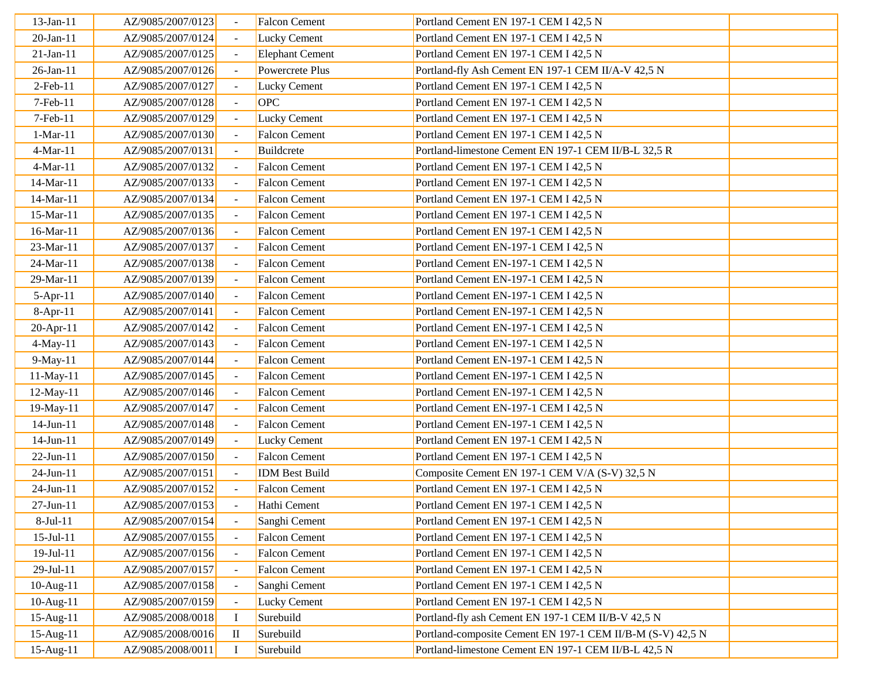| | | | | | |
|---|---|---|---|---|---|
| 13-Jan-11 | AZ/9085/2007/0123 | - | Falcon Cement | Portland Cement EN 197-1 CEM I 42,5 N | |
| 20-Jan-11 | AZ/9085/2007/0124 | - | Lucky Cement | Portland Cement EN 197-1 CEM I 42,5 N | |
| 21-Jan-11 | AZ/9085/2007/0125 | - | Elephant Cement | Portland Cement EN 197-1 CEM I 42,5 N | |
| 26-Jan-11 | AZ/9085/2007/0126 | - | Powercrete Plus | Portland-fly Ash Cement EN 197-1 CEM II/A-V 42,5 N | |
| 2-Feb-11 | AZ/9085/2007/0127 | - | Lucky Cement | Portland Cement EN 197-1 CEM I 42,5 N | |
| 7-Feb-11 | AZ/9085/2007/0128 | - | OPC | Portland Cement EN 197-1 CEM I 42,5 N | |
| 7-Feb-11 | AZ/9085/2007/0129 | - | Lucky Cement | Portland Cement EN 197-1 CEM I 42,5 N | |
| 1-Mar-11 | AZ/9085/2007/0130 | - | Falcon Cement | Portland Cement EN 197-1 CEM I 42,5 N | |
| 4-Mar-11 | AZ/9085/2007/0131 | - | Buildcrete | Portland-limestone Cement EN 197-1 CEM II/B-L 32,5 R | |
| 4-Mar-11 | AZ/9085/2007/0132 | - | Falcon Cement | Portland Cement EN 197-1 CEM I 42,5 N | |
| 14-Mar-11 | AZ/9085/2007/0133 | - | Falcon Cement | Portland Cement EN 197-1 CEM I 42,5 N | |
| 14-Mar-11 | AZ/9085/2007/0134 | - | Falcon Cement | Portland Cement EN 197-1 CEM I 42,5 N | |
| 15-Mar-11 | AZ/9085/2007/0135 | - | Falcon Cement | Portland Cement EN 197-1 CEM I 42,5 N | |
| 16-Mar-11 | AZ/9085/2007/0136 | - | Falcon Cement | Portland Cement EN 197-1 CEM I 42,5 N | |
| 23-Mar-11 | AZ/9085/2007/0137 | - | Falcon Cement | Portland Cement EN-197-1 CEM I 42,5 N | |
| 24-Mar-11 | AZ/9085/2007/0138 | - | Falcon Cement | Portland Cement EN-197-1 CEM I 42,5 N | |
| 29-Mar-11 | AZ/9085/2007/0139 | - | Falcon Cement | Portland Cement EN-197-1 CEM I 42,5 N | |
| 5-Apr-11 | AZ/9085/2007/0140 | - | Falcon Cement | Portland Cement EN-197-1 CEM I 42,5 N | |
| 8-Apr-11 | AZ/9085/2007/0141 | - | Falcon Cement | Portland Cement EN-197-1 CEM I 42,5 N | |
| 20-Apr-11 | AZ/9085/2007/0142 | - | Falcon Cement | Portland Cement EN-197-1 CEM I 42,5 N | |
| 4-May-11 | AZ/9085/2007/0143 | - | Falcon Cement | Portland Cement EN-197-1 CEM I 42,5 N | |
| 9-May-11 | AZ/9085/2007/0144 | - | Falcon Cement | Portland Cement EN-197-1 CEM I 42,5 N | |
| 11-May-11 | AZ/9085/2007/0145 | - | Falcon Cement | Portland Cement EN-197-1 CEM I 42,5 N | |
| 12-May-11 | AZ/9085/2007/0146 | - | Falcon Cement | Portland Cement EN-197-1 CEM I 42,5 N | |
| 19-May-11 | AZ/9085/2007/0147 | - | Falcon Cement | Portland Cement EN-197-1 CEM I 42,5 N | |
| 14-Jun-11 | AZ/9085/2007/0148 | - | Falcon Cement | Portland Cement EN-197-1 CEM I 42,5 N | |
| 14-Jun-11 | AZ/9085/2007/0149 | - | Lucky Cement | Portland Cement EN 197-1 CEM I 42,5 N | |
| 22-Jun-11 | AZ/9085/2007/0150 | - | Falcon Cement | Portland Cement EN 197-1 CEM I 42,5 N | |
| 24-Jun-11 | AZ/9085/2007/0151 | - | IDM Best Build | Composite Cement EN 197-1 CEM V/A (S-V) 32,5 N | |
| 24-Jun-11 | AZ/9085/2007/0152 | - | Falcon Cement | Portland Cement EN 197-1 CEM I 42,5 N | |
| 27-Jun-11 | AZ/9085/2007/0153 | - | Hathi Cement | Portland Cement EN 197-1 CEM I 42,5 N | |
| 8-Jul-11 | AZ/9085/2007/0154 | - | Sanghi Cement | Portland Cement EN 197-1 CEM I 42,5 N | |
| 15-Jul-11 | AZ/9085/2007/0155 | - | Falcon Cement | Portland Cement EN 197-1 CEM I 42,5 N | |
| 19-Jul-11 | AZ/9085/2007/0156 | - | Falcon Cement | Portland Cement EN 197-1 CEM I 42,5 N | |
| 29-Jul-11 | AZ/9085/2007/0157 | - | Falcon Cement | Portland Cement EN 197-1 CEM I 42,5 N | |
| 10-Aug-11 | AZ/9085/2007/0158 | - | Sanghi Cement | Portland Cement EN 197-1 CEM I 42,5 N | |
| 10-Aug-11 | AZ/9085/2007/0159 | - | Lucky Cement | Portland Cement EN 197-1 CEM I 42,5 N | |
| 15-Aug-11 | AZ/9085/2008/0018 | I | Surebuild | Portland-fly ash Cement EN 197-1 CEM II/B-V 42,5 N | |
| 15-Aug-11 | AZ/9085/2008/0016 | II | Surebuild | Portland-composite Cement EN 197-1 CEM II/B-M (S-V) 42,5 N | |
| 15-Aug-11 | AZ/9085/2008/0011 | I | Surebuild | Portland-limestone Cement EN 197-1 CEM II/B-L 42,5 N | |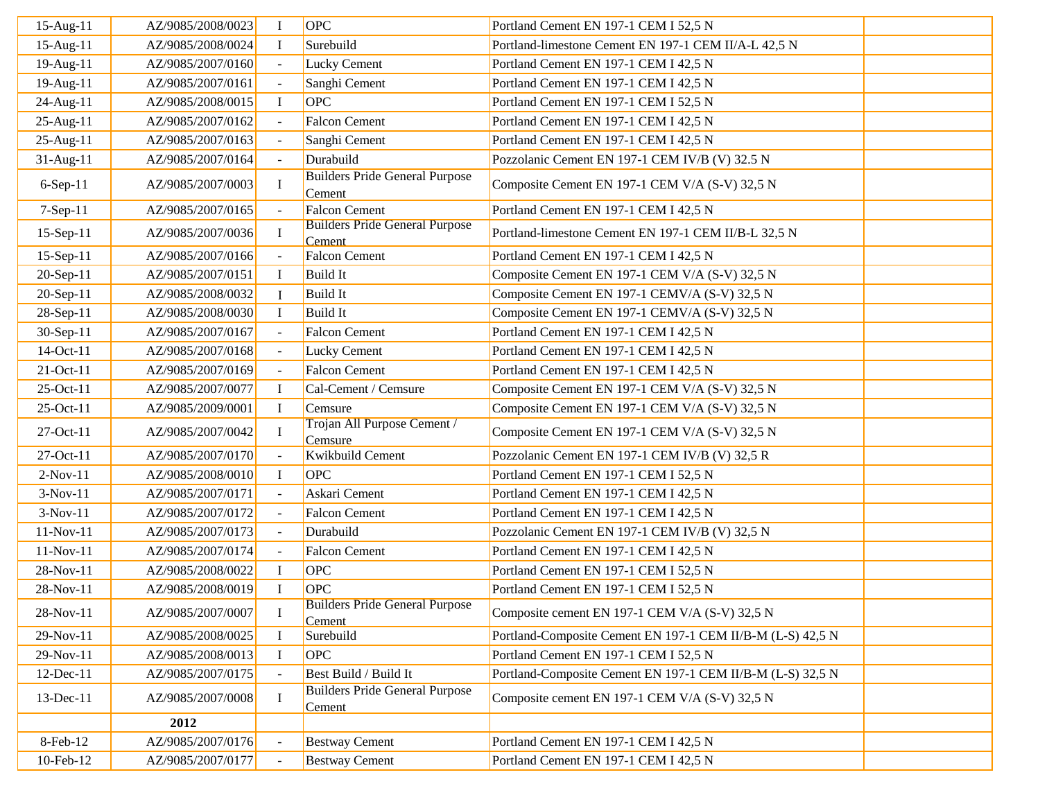| | | | | | |
|---|---|---|---|---|---|
| 15-Aug-11 | AZ/9085/2008/0023 | I | OPC | Portland Cement EN 197-1 CEM I 52,5 N | |
| 15-Aug-11 | AZ/9085/2008/0024 | I | Surebuild | Portland-limestone Cement EN 197-1 CEM II/A-L 42,5 N | |
| 19-Aug-11 | AZ/9085/2007/0160 | - | Lucky Cement | Portland Cement EN 197-1 CEM I 42,5 N | |
| 19-Aug-11 | AZ/9085/2007/0161 | - | Sanghi Cement | Portland Cement EN 197-1 CEM I 42,5 N | |
| 24-Aug-11 | AZ/9085/2008/0015 | I | OPC | Portland Cement EN 197-1 CEM I 52,5 N | |
| 25-Aug-11 | AZ/9085/2007/0162 | - | Falcon Cement | Portland Cement EN 197-1 CEM I 42,5 N | |
| 25-Aug-11 | AZ/9085/2007/0163 | - | Sanghi Cement | Portland Cement EN 197-1 CEM I 42,5 N | |
| 31-Aug-11 | AZ/9085/2007/0164 | - | Durabuild | Pozzolanic Cement EN 197-1 CEM IV/B (V) 32.5 N | |
| 6-Sep-11 | AZ/9085/2007/0003 | I | Builders Pride General Purpose Cement | Composite Cement EN 197-1 CEM V/A (S-V) 32,5 N | |
| 7-Sep-11 | AZ/9085/2007/0165 | - | Falcon Cement | Portland Cement EN 197-1 CEM I 42,5 N | |
| 15-Sep-11 | AZ/9085/2007/0036 | I | Builders Pride General Purpose Cement | Portland-limestone Cement EN 197-1 CEM II/B-L 32,5 N | |
| 15-Sep-11 | AZ/9085/2007/0166 | - | Falcon Cement | Portland Cement EN 197-1 CEM I 42,5 N | |
| 20-Sep-11 | AZ/9085/2007/0151 | I | Build It | Composite Cement EN 197-1 CEM V/A (S-V) 32,5 N | |
| 20-Sep-11 | AZ/9085/2008/0032 | I | Build It | Composite Cement EN 197-1 CEMV/A (S-V) 32,5 N | |
| 28-Sep-11 | AZ/9085/2008/0030 | I | Build It | Composite Cement EN 197-1 CEMV/A (S-V) 32,5 N | |
| 30-Sep-11 | AZ/9085/2007/0167 | - | Falcon Cement | Portland Cement EN 197-1 CEM I 42,5 N | |
| 14-Oct-11 | AZ/9085/2007/0168 | - | Lucky Cement | Portland Cement EN 197-1 CEM I 42,5 N | |
| 21-Oct-11 | AZ/9085/2007/0169 | - | Falcon Cement | Portland Cement EN 197-1 CEM I 42,5 N | |
| 25-Oct-11 | AZ/9085/2007/0077 | I | Cal-Cement / Cemsure | Composite Cement EN 197-1 CEM V/A (S-V) 32,5 N | |
| 25-Oct-11 | AZ/9085/2009/0001 | I | Cemsure | Composite Cement EN 197-1 CEM V/A (S-V) 32,5 N | |
| 27-Oct-11 | AZ/9085/2007/0042 | I | Trojan All Purpose Cement / Cemsure | Composite Cement EN 197-1 CEM V/A (S-V) 32,5 N | |
| 27-Oct-11 | AZ/9085/2007/0170 | - | Kwikbuild Cement | Pozzolanic Cement EN 197-1 CEM IV/B (V) 32,5 R | |
| 2-Nov-11 | AZ/9085/2008/0010 | I | OPC | Portland Cement EN 197-1 CEM I 52,5 N | |
| 3-Nov-11 | AZ/9085/2007/0171 | - | Askari Cement | Portland Cement EN 197-1 CEM I 42,5 N | |
| 3-Nov-11 | AZ/9085/2007/0172 | - | Falcon Cement | Portland Cement EN 197-1 CEM I 42,5 N | |
| 11-Nov-11 | AZ/9085/2007/0173 | - | Durabuild | Pozzolanic Cement EN 197-1 CEM IV/B (V) 32,5 N | |
| 11-Nov-11 | AZ/9085/2007/0174 | - | Falcon Cement | Portland Cement EN 197-1 CEM I 42,5 N | |
| 28-Nov-11 | AZ/9085/2008/0022 | I | OPC | Portland Cement EN 197-1 CEM I 52,5 N | |
| 28-Nov-11 | AZ/9085/2008/0019 | I | OPC | Portland Cement EN 197-1 CEM I 52,5 N | |
| 28-Nov-11 | AZ/9085/2007/0007 | I | Builders Pride General Purpose Cement | Composite cement EN 197-1 CEM V/A (S-V) 32,5 N | |
| 29-Nov-11 | AZ/9085/2008/0025 | I | Surebuild | Portland-Composite Cement EN 197-1 CEM II/B-M (L-S) 42,5 N | |
| 29-Nov-11 | AZ/9085/2008/0013 | I | OPC | Portland Cement EN 197-1 CEM I 52,5 N | |
| 12-Dec-11 | AZ/9085/2007/0175 | - | Best Build / Build It | Portland-Composite Cement EN 197-1 CEM II/B-M (L-S) 32,5 N | |
| 13-Dec-11 | AZ/9085/2007/0008 | I | Builders Pride General Purpose Cement | Composite cement EN 197-1 CEM V/A (S-V) 32,5 N | |
| | **2012** | | | | |
| 8-Feb-12 | AZ/9085/2007/0176 | - | Bestway Cement | Portland Cement EN 197-1 CEM I 42,5 N | |
| 10-Feb-12 | AZ/9085/2007/0177 | - | Bestway Cement | Portland Cement EN 197-1 CEM I 42,5 N | |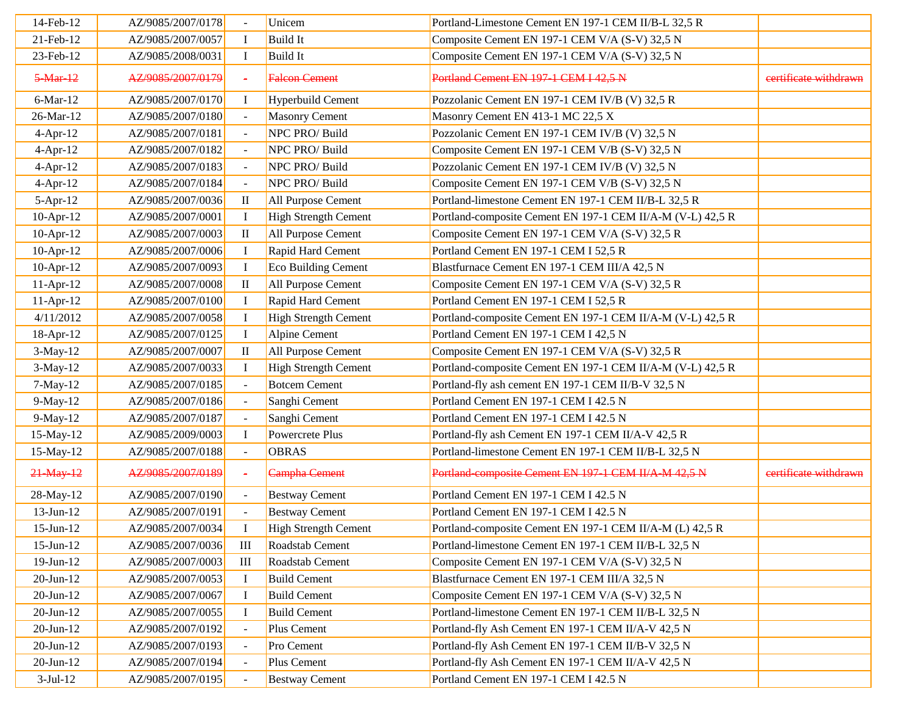| | | | | | |
|---|---|---|---|---|---|
| 14-Feb-12 | AZ/9085/2007/0178 | - | Unicem | Portland-Limestone Cement EN 197-1 CEM II/B-L 32,5 R | |
| 21-Feb-12 | AZ/9085/2007/0057 | I | Build It | Composite Cement EN 197-1 CEM V/A (S-V) 32,5 N | |
| 23-Feb-12 | AZ/9085/2008/0031 | I | Build It | Composite Cement EN 197-1 CEM V/A (S-V) 32,5 N | |
| ~~5-Mar-12~~ | ~~AZ/9085/2007/0179~~ | ~~-~~ | ~~Falcon Cement~~ | ~~Portland Cement EN 197-1 CEM I 42,5 N~~ | ~~certificate withdrawn~~ |
| 6-Mar-12 | AZ/9085/2007/0170 | I | Hyperbuild Cement | Pozzolanic Cement EN 197-1 CEM IV/B (V) 32,5 R | |
| 26-Mar-12 | AZ/9085/2007/0180 | - | Masonry Cement | Masonry Cement EN 413-1 MC 22,5 X | |
| 4-Apr-12 | AZ/9085/2007/0181 | - | NPC PRO/ Build | Pozzolanic Cement EN 197-1 CEM IV/B (V) 32,5 N | |
| 4-Apr-12 | AZ/9085/2007/0182 | - | NPC PRO/ Build | Composite Cement EN 197-1 CEM V/B (S-V) 32,5 N | |
| 4-Apr-12 | AZ/9085/2007/0183 | - | NPC PRO/ Build | Pozzolanic Cement EN 197-1 CEM IV/B (V) 32,5 N | |
| 4-Apr-12 | AZ/9085/2007/0184 | - | NPC PRO/ Build | Composite Cement EN 197-1 CEM V/B (S-V) 32,5 N | |
| 5-Apr-12 | AZ/9085/2007/0036 | II | All Purpose Cement | Portland-limestone Cement EN 197-1 CEM II/B-L 32,5 R | |
| 10-Apr-12 | AZ/9085/2007/0001 | I | High Strength Cement | Portland-composite Cement EN 197-1 CEM II/A-M (V-L) 42,5 R | |
| 10-Apr-12 | AZ/9085/2007/0003 | II | All Purpose Cement | Composite Cement EN 197-1 CEM V/A (S-V) 32,5 R | |
| 10-Apr-12 | AZ/9085/2007/0006 | I | Rapid Hard Cement | Portland Cement EN 197-1 CEM I 52,5 R | |
| 10-Apr-12 | AZ/9085/2007/0093 | I | Eco Building Cement | Blastfurnace Cement EN 197-1 CEM III/A 42,5 N | |
| 11-Apr-12 | AZ/9085/2007/0008 | II | All Purpose Cement | Composite Cement EN 197-1 CEM V/A (S-V) 32,5 R | |
| 11-Apr-12 | AZ/9085/2007/0100 | I | Rapid Hard Cement | Portland Cement EN 197-1 CEM I 52,5 R | |
| 4/11/2012 | AZ/9085/2007/0058 | I | High Strength Cement | Portland-composite Cement EN 197-1 CEM II/A-M (V-L) 42,5 R | |
| 18-Apr-12 | AZ/9085/2007/0125 | I | Alpine Cement | Portland Cement EN 197-1 CEM I 42,5 N | |
| 3-May-12 | AZ/9085/2007/0007 | II | All Purpose Cement | Composite Cement EN 197-1 CEM V/A (S-V) 32,5 R | |
| 3-May-12 | AZ/9085/2007/0033 | I | High Strength Cement | Portland-composite Cement EN 197-1 CEM II/A-M (V-L) 42,5 R | |
| 7-May-12 | AZ/9085/2007/0185 | - | Botcem Cement | Portland-fly ash cement EN 197-1 CEM II/B-V 32,5 N | |
| 9-May-12 | AZ/9085/2007/0186 | - | Sanghi Cement | Portland Cement EN 197-1 CEM I 42.5 N | |
| 9-May-12 | AZ/9085/2007/0187 | - | Sanghi Cement | Portland Cement EN 197-1 CEM I 42.5 N | |
| 15-May-12 | AZ/9085/2009/0003 | I | Powercrete Plus | Portland-fly ash Cement EN 197-1 CEM II/A-V 42,5 R | |
| 15-May-12 | AZ/9085/2007/0188 | - | OBRAS | Portland-limestone Cement EN 197-1 CEM II/B-L 32,5 N | |
| ~~21-May-12~~ | ~~AZ/9085/2007/0189~~ | ~~-~~ | ~~Campha Cement~~ | ~~Portland-composite Cement EN 197-1 CEM II/A-M 42,5 N~~ | ~~certificate withdrawn~~ |
| 28-May-12 | AZ/9085/2007/0190 | - | Bestway Cement | Portland Cement EN 197-1 CEM I 42.5 N | |
| 13-Jun-12 | AZ/9085/2007/0191 | - | Bestway Cement | Portland Cement EN 197-1 CEM I 42.5 N | |
| 15-Jun-12 | AZ/9085/2007/0034 | I | High Strength Cement | Portland-composite Cement EN 197-1 CEM II/A-M (L) 42,5 R | |
| 15-Jun-12 | AZ/9085/2007/0036 | III | Roadstab Cement | Portland-limestone Cement EN 197-1 CEM II/B-L 32,5 N | |
| 19-Jun-12 | AZ/9085/2007/0003 | III | Roadstab Cement | Composite Cement EN 197-1 CEM V/A (S-V) 32,5 N | |
| 20-Jun-12 | AZ/9085/2007/0053 | I | Build Cement | Blastfurnace Cement EN 197-1 CEM III/A 32,5 N | |
| 20-Jun-12 | AZ/9085/2007/0067 | I | Build Cement | Composite Cement EN 197-1 CEM V/A (S-V) 32,5 N | |
| 20-Jun-12 | AZ/9085/2007/0055 | I | Build Cement | Portland-limestone Cement EN 197-1 CEM II/B-L 32,5 N | |
| 20-Jun-12 | AZ/9085/2007/0192 | - | Plus Cement | Portland-fly Ash Cement EN 197-1 CEM II/A-V 42,5 N | |
| 20-Jun-12 | AZ/9085/2007/0193 | - | Pro Cement | Portland-fly Ash Cement EN 197-1 CEM II/B-V 32,5 N | |
| 20-Jun-12 | AZ/9085/2007/0194 | - | Plus Cement | Portland-fly Ash Cement EN 197-1 CEM II/A-V 42,5 N | |
| 3-Jul-12 | AZ/9085/2007/0195 | - | Bestway Cement | Portland Cement EN 197-1 CEM I 42.5 N | |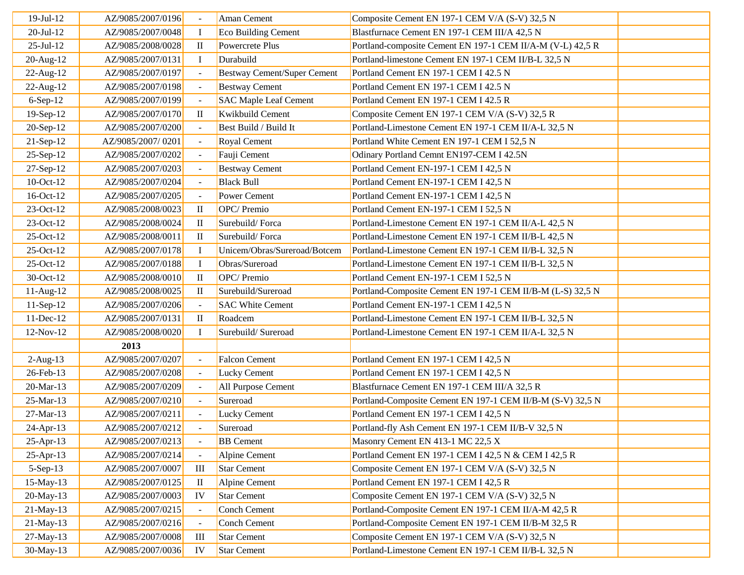| | | | | | |
|---|---|---|---|---|---|
| 19-Jul-12 | AZ/9085/2007/0196 | - | Aman Cement | Composite Cement EN 197-1 CEM V/A (S-V) 32,5 N | |
| 20-Jul-12 | AZ/9085/2007/0048 | I | Eco Building Cement | Blastfurnace Cement EN 197-1 CEM III/A 42,5 N | |
| 25-Jul-12 | AZ/9085/2008/0028 | II | Powercrete Plus | Portland-composite Cement EN 197-1 CEM II/A-M (V-L) 42,5 R | |
| 20-Aug-12 | AZ/9085/2007/0131 | I | Durabuild | Portland-limestone Cement EN 197-1 CEM II/B-L 32,5 N | |
| 22-Aug-12 | AZ/9085/2007/0197 | - | Bestway Cement/Super Cement | Portland Cement EN 197-1 CEM I 42.5 N | |
| 22-Aug-12 | AZ/9085/2007/0198 | - | Bestway Cement | Portland Cement EN 197-1 CEM I 42.5 N | |
| 6-Sep-12 | AZ/9085/2007/0199 | - | SAC Maple Leaf Cement | Portland Cement EN 197-1 CEM I 42.5 R | |
| 19-Sep-12 | AZ/9085/2007/0170 | II | Kwikbuild Cement | Composite Cement EN 197-1 CEM V/A (S-V) 32,5 R | |
| 20-Sep-12 | AZ/9085/2007/0200 | - | Best Build / Build It | Portland-Limestone Cement EN 197-1 CEM II/A-L 32,5 N | |
| 21-Sep-12 | AZ/9085/2007/ 0201 | - | Royal Cement | Portland White Cement EN 197-1 CEM I 52,5 N | |
| 25-Sep-12 | AZ/9085/2007/0202 | - | Fauji Cement | Odinary Portland Cemnt EN197-CEM I 42.5N | |
| 27-Sep-12 | AZ/9085/2007/0203 | - | Bestway Cement | Portland Cement EN-197-1 CEM I 42,5 N | |
| 10-Oct-12 | AZ/9085/2007/0204 | - | Black Bull | Portland Cement EN-197-1 CEM I 42,5 N | |
| 16-Oct-12 | AZ/9085/2007/0205 | - | Power Cement | Portland Cement EN-197-1 CEM I 42,5 N | |
| 23-Oct-12 | AZ/9085/2008/0023 | II | OPC/ Premio | Portland Cement EN-197-1 CEM I 52,5 N | |
| 23-Oct-12 | AZ/9085/2008/0024 | II | Surebuild/ Forca | Portland-Limestone Cement EN 197-1 CEM II/A-L 42,5 N | |
| 25-Oct-12 | AZ/9085/2008/0011 | II | Surebuild/ Forca | Portland-Limestone Cement EN 197-1 CEM II/B-L 42,5 N | |
| 25-Oct-12 | AZ/9085/2007/0178 | I | Unicem/Obras/Sureroad/Botcem | Portland-Limestone Cement EN 197-1 CEM II/B-L 32,5 N | |
| 25-Oct-12 | AZ/9085/2007/0188 | I | Obras/Sureroad | Portland-Limestone Cement EN 197-1 CEM II/B-L 32,5 N | |
| 30-Oct-12 | AZ/9085/2008/0010 | II | OPC/ Premio | Portland Cement EN-197-1 CEM I 52,5 N | |
| 11-Aug-12 | AZ/9085/2008/0025 | II | Surebuild/Sureroad | Portland-Composite Cement EN 197-1 CEM II/B-M (L-S) 32,5 N | |
| 11-Sep-12 | AZ/9085/2007/0206 | - | SAC White Cement | Portland Cement EN-197-1 CEM I 42,5 N | |
| 11-Dec-12 | AZ/9085/2007/0131 | II | Roadcem | Portland-Limestone Cement EN 197-1 CEM II/B-L 32,5 N | |
| 12-Nov-12 | AZ/9085/2008/0020 | I | Surebuild/ Sureroad | Portland-Limestone Cement EN 197-1 CEM II/A-L 32,5 N | |
| | **2013** | | | | |
| 2-Aug-13 | AZ/9085/2007/0207 | - | Falcon Cement | Portland Cement EN 197-1 CEM I 42,5 N | |
| 26-Feb-13 | AZ/9085/2007/0208 | - | Lucky Cement | Portland Cement EN 197-1 CEM I 42,5 N | |
| 20-Mar-13 | AZ/9085/2007/0209 | - | All Purpose Cement | Blastfurnace Cement EN 197-1 CEM III/A 32,5 R | |
| 25-Mar-13 | AZ/9085/2007/0210 | - | Sureroad | Portland-Composite Cement EN 197-1 CEM II/B-M (S-V) 32,5 N | |
| 27-Mar-13 | AZ/9085/2007/0211 | - | Lucky Cement | Portland Cement EN 197-1 CEM I 42,5 N | |
| 24-Apr-13 | AZ/9085/2007/0212 | - | Sureroad | Portland-fly Ash Cement EN 197-1 CEM II/B-V 32,5 N | |
| 25-Apr-13 | AZ/9085/2007/0213 | - | BB Cement | Masonry Cement EN 413-1 MC 22,5 X | |
| 25-Apr-13 | AZ/9085/2007/0214 | - | Alpine Cement | Portland Cement EN 197-1 CEM I 42,5 N & CEM I 42,5 R | |
| 5-Sep-13 | AZ/9085/2007/0007 | III | Star Cement | Composite Cement EN 197-1 CEM V/A (S-V) 32,5 N | |
| 15-May-13 | AZ/9085/2007/0125 | II | Alpine Cement | Portland Cement EN 197-1 CEM I 42,5 R | |
| 20-May-13 | AZ/9085/2007/0003 | IV | Star Cement | Composite Cement EN 197-1 CEM V/A (S-V) 32,5 N | |
| 21-May-13 | AZ/9085/2007/0215 | - | Conch Cement | Portland-Composite Cement EN 197-1 CEM II/A-M 42,5 R | |
| 21-May-13 | AZ/9085/2007/0216 | - | Conch Cement | Portland-Composite Cement EN 197-1 CEM II/B-M 32,5 R | |
| 27-May-13 | AZ/9085/2007/0008 | III | Star Cement | Composite Cement EN 197-1 CEM V/A (S-V) 32,5 N | |
| 30-May-13 | AZ/9085/2007/0036 | IV | Star Cement | Portland-Limestone Cement EN 197-1 CEM II/B-L 32,5 N | |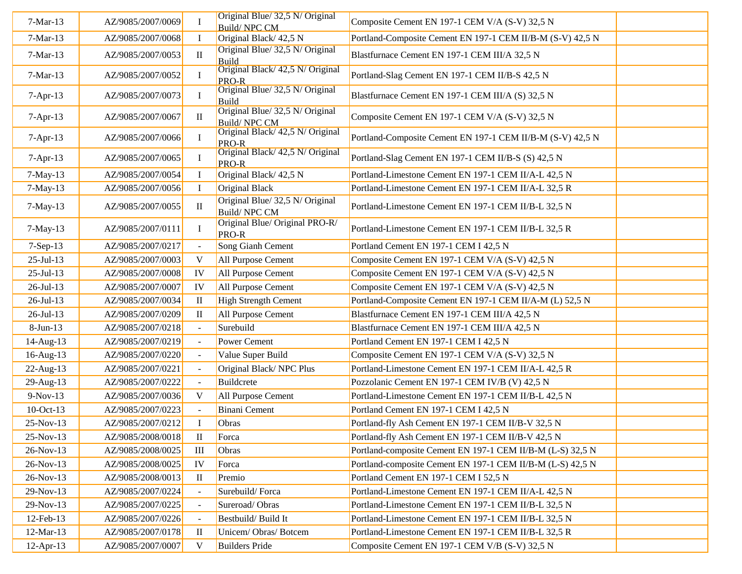| | | | | | |
|---|---|---|---|---|---|
| 7-Mar-13 | AZ/9085/2007/0069 | I | Original Blue/ 32,5 N/ Original Build/ NPC CM | Composite Cement EN 197-1 CEM V/A (S-V) 32,5 N | |
| 7-Mar-13 | AZ/9085/2007/0068 | I | Original Black/ 42,5 N | Portland-Composite Cement EN 197-1 CEM II/B-M (S-V) 42,5 N | |
| 7-Mar-13 | AZ/9085/2007/0053 | II | Original Blue/ 32,5 N/ Original Build | Blastfurnace Cement EN 197-1 CEM III/A 32,5 N | |
| 7-Mar-13 | AZ/9085/2007/0052 | I | Original Black/ 42,5 N/ Original PRO-R | Portland-Slag Cement EN 197-1 CEM II/B-S 42,5 N | |
| 7-Apr-13 | AZ/9085/2007/0073 | I | Original Blue/ 32,5 N/ Original Build | Blastfurnace Cement EN 197-1 CEM III/A (S) 32,5 N | |
| 7-Apr-13 | AZ/9085/2007/0067 | II | Original Blue/ 32,5 N/ Original Build/ NPC CM | Composite Cement EN 197-1 CEM V/A (S-V) 32,5 N | |
| 7-Apr-13 | AZ/9085/2007/0066 | I | Original Black/ 42,5 N/ Original PRO-R | Portland-Composite Cement EN 197-1 CEM II/B-M (S-V) 42,5 N | |
| 7-Apr-13 | AZ/9085/2007/0065 | I | Original Black/ 42,5 N/ Original PRO-R | Portland-Slag Cement EN 197-1 CEM II/B-S (S) 42,5 N | |
| 7-May-13 | AZ/9085/2007/0054 | I | Original Black/ 42,5 N | Portland-Limestone Cement EN 197-1 CEM II/A-L 42,5 N | |
| 7-May-13 | AZ/9085/2007/0056 | I | Original Black | Portland-Limestone Cement EN 197-1 CEM II/A-L 32,5 R | |
| 7-May-13 | AZ/9085/2007/0055 | II | Original Blue/ 32,5 N/ Original Build/ NPC CM | Portland-Limestone Cement EN 197-1 CEM II/B-L 32,5 N | |
| 7-May-13 | AZ/9085/2007/0111 | I | Original Blue/ Original PRO-R/ PRO-R | Portland-Limestone Cement EN 197-1 CEM II/B-L 32,5 R | |
| 7-Sep-13 | AZ/9085/2007/0217 | - | Song Gianh Cement | Portland Cement EN 197-1 CEM I 42,5 N | |
| 25-Jul-13 | AZ/9085/2007/0003 | V | All Purpose Cement | Composite Cement EN 197-1 CEM V/A (S-V) 42,5 N | |
| 25-Jul-13 | AZ/9085/2007/0008 | IV | All Purpose Cement | Composite Cement EN 197-1 CEM V/A (S-V) 42,5 N | |
| 26-Jul-13 | AZ/9085/2007/0007 | IV | All Purpose Cement | Composite Cement EN 197-1 CEM V/A (S-V) 42,5 N | |
| 26-Jul-13 | AZ/9085/2007/0034 | II | High Strength Cement | Portland-Composite Cement EN 197-1 CEM II/A-M (L) 52,5 N | |
| 26-Jul-13 | AZ/9085/2007/0209 | II | All Purpose Cement | Blastfurnace Cement EN 197-1 CEM III/A 42,5 N | |
| 8-Jun-13 | AZ/9085/2007/0218 | - | Surebuild | Blastfurnace Cement EN 197-1 CEM III/A 42,5 N | |
| 14-Aug-13 | AZ/9085/2007/0219 | - | Power Cement | Portland Cement EN 197-1 CEM I 42,5 N | |
| 16-Aug-13 | AZ/9085/2007/0220 | - | Value Super Build | Composite Cement EN 197-1 CEM V/A (S-V) 32,5 N | |
| 22-Aug-13 | AZ/9085/2007/0221 | - | Original Black/ NPC Plus | Portland-Limestone Cement EN 197-1 CEM II/A-L 42,5 R | |
| 29-Aug-13 | AZ/9085/2007/0222 | - | Buildcrete | Pozzolanic Cement EN 197-1 CEM IV/B (V) 42,5 N | |
| 9-Nov-13 | AZ/9085/2007/0036 | V | All Purpose Cement | Portland-Limestone Cement EN 197-1 CEM II/B-L 42,5 N | |
| 10-Oct-13 | AZ/9085/2007/0223 | - | Binani Cement | Portland Cement EN 197-1 CEM I 42,5 N | |
| 25-Nov-13 | AZ/9085/2007/0212 | I | Obras | Portland-fly Ash Cement EN 197-1 CEM II/B-V 32,5 N | |
| 25-Nov-13 | AZ/9085/2008/0018 | II | Forca | Portland-fly Ash Cement EN 197-1 CEM II/B-V 42,5 N | |
| 26-Nov-13 | AZ/9085/2008/0025 | III | Obras | Portland-composite Cement EN 197-1 CEM II/B-M (L-S) 32,5 N | |
| 26-Nov-13 | AZ/9085/2008/0025 | IV | Forca | Portland-composite Cement EN 197-1 CEM II/B-M (L-S) 42,5 N | |
| 26-Nov-13 | AZ/9085/2008/0013 | II | Premio | Portland Cement EN 197-1 CEM I 52,5 N | |
| 29-Nov-13 | AZ/9085/2007/0224 | - | Surebuild/ Forca | Portland-Limestone Cement EN 197-1 CEM II/A-L 42,5 N | |
| 29-Nov-13 | AZ/9085/2007/0225 | - | Sureroad/ Obras | Portland-Limestone Cement EN 197-1 CEM II/B-L 32,5 N | |
| 12-Feb-13 | AZ/9085/2007/0226 | - | Bestbuild/ Build It | Portland-Limestone Cement EN 197-1 CEM II/B-L 32,5 N | |
| 12-Mar-13 | AZ/9085/2007/0178 | II | Unicem/ Obras/ Botcem | Portland-Limestone Cement EN 197-1 CEM II/B-L 32,5 R | |
| 12-Apr-13 | AZ/9085/2007/0007 | V | Builders Pride | Composite Cement EN 197-1 CEM V/B (S-V) 32,5 N | |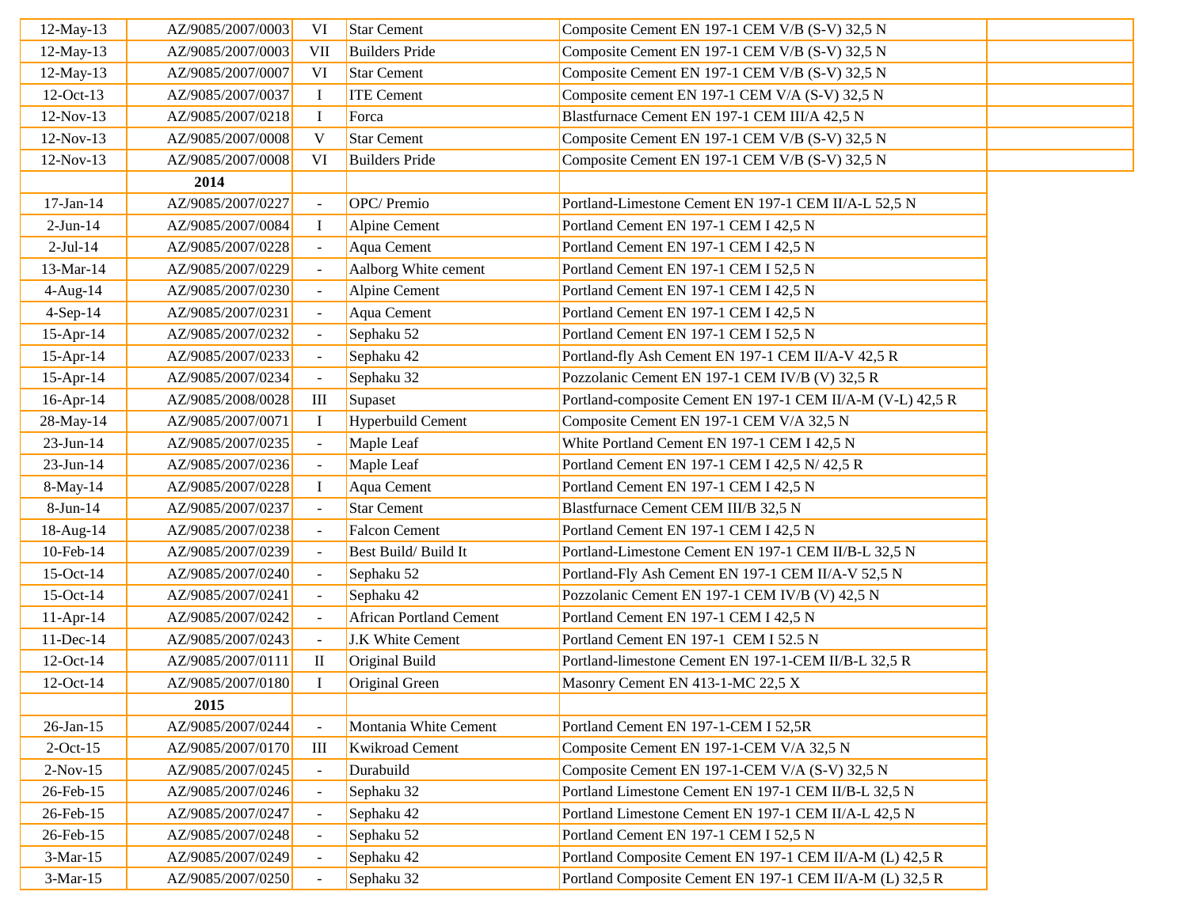| | | | | | |
|---|---|---|---|---|---|
| 12-May-13 | AZ/9085/2007/0003 | VI | Star Cement | Composite Cement EN 197-1 CEM V/B (S-V) 32,5 N | |
| 12-May-13 | AZ/9085/2007/0003 | VII | Builders Pride | Composite Cement EN 197-1 CEM V/B (S-V) 32,5 N | |
| 12-May-13 | AZ/9085/2007/0007 | VI | Star Cement | Composite Cement EN 197-1 CEM V/B (S-V) 32,5 N | |
| 12-Oct-13 | AZ/9085/2007/0037 | I | ITE Cement | Composite cement EN 197-1 CEM V/A (S-V) 32,5 N | |
| 12-Nov-13 | AZ/9085/2007/0218 | I | Forca | Blastfurnace Cement EN 197-1 CEM III/A 42,5 N | |
| 12-Nov-13 | AZ/9085/2007/0008 | V | Star Cement | Composite Cement EN 197-1 CEM V/B (S-V) 32,5 N | |
| 12-Nov-13 | AZ/9085/2007/0008 | VI | Builders Pride | Composite Cement EN 197-1 CEM V/B (S-V) 32,5 N | |
| | **2014** | | | | |
| 17-Jan-14 | AZ/9085/2007/0227 | - | OPC/ Premio | Portland-Limestone Cement EN 197-1 CEM II/A-L 52,5 N | |
| 2-Jun-14 | AZ/9085/2007/0084 | I | Alpine Cement | Portland Cement EN 197-1 CEM I 42,5 N | |
| 2-Jul-14 | AZ/9085/2007/0228 | - | Aqua Cement | Portland Cement EN 197-1 CEM I 42,5 N | |
| 13-Mar-14 | AZ/9085/2007/0229 | - | Aalborg White cement | Portland Cement EN 197-1 CEM I 52,5 N | |
| 4-Aug-14 | AZ/9085/2007/0230 | - | Alpine Cement | Portland Cement EN 197-1 CEM I 42,5 N | |
| 4-Sep-14 | AZ/9085/2007/0231 | - | Aqua Cement | Portland Cement EN 197-1 CEM I 42,5 N | |
| 15-Apr-14 | AZ/9085/2007/0232 | - | Sephaku 52 | Portland Cement EN 197-1 CEM I 52,5 N | |
| 15-Apr-14 | AZ/9085/2007/0233 | - | Sephaku 42 | Portland-fly Ash Cement EN 197-1 CEM II/A-V 42,5 R | |
| 15-Apr-14 | AZ/9085/2007/0234 | - | Sephaku 32 | Pozzolanic Cement EN 197-1 CEM IV/B (V) 32,5 R | |
| 16-Apr-14 | AZ/9085/2008/0028 | III | Supaset | Portland-composite Cement EN 197-1 CEM II/A-M (V-L) 42,5 R | |
| 28-May-14 | AZ/9085/2007/0071 | I | Hyperbuild Cement | Composite Cement EN 197-1 CEM V/A 32,5 N | |
| 23-Jun-14 | AZ/9085/2007/0235 | - | Maple Leaf | White Portland Cement EN 197-1 CEM I 42,5 N | |
| 23-Jun-14 | AZ/9085/2007/0236 | - | Maple Leaf | Portland Cement EN 197-1 CEM I 42,5 N/ 42,5 R | |
| 8-May-14 | AZ/9085/2007/0228 | I | Aqua Cement | Portland Cement EN 197-1 CEM I 42,5 N | |
| 8-Jun-14 | AZ/9085/2007/0237 | - | Star Cement | Blastfurnace Cement CEM III/B 32,5 N | |
| 18-Aug-14 | AZ/9085/2007/0238 | - | Falcon Cement | Portland Cement EN 197-1 CEM I 42,5 N | |
| 10-Feb-14 | AZ/9085/2007/0239 | - | Best Build/ Build It | Portland-Limestone Cement EN 197-1 CEM II/B-L 32,5 N | |
| 15-Oct-14 | AZ/9085/2007/0240 | - | Sephaku 52 | Portland-Fly Ash Cement EN 197-1 CEM II/A-V 52,5 N | |
| 15-Oct-14 | AZ/9085/2007/0241 | - | Sephaku 42 | Pozzolanic Cement EN 197-1 CEM IV/B (V) 42,5 N | |
| 11-Apr-14 | AZ/9085/2007/0242 | - | African Portland Cement | Portland Cement EN 197-1 CEM I 42,5 N | |
| 11-Dec-14 | AZ/9085/2007/0243 | - | J.K White Cement | Portland Cement EN 197-1 CEM I 52.5 N | |
| 12-Oct-14 | AZ/9085/2007/0111 | II | Original Build | Portland-limestone Cement EN 197-1-CEM II/B-L 32,5 R | |
| 12-Oct-14 | AZ/9085/2007/0180 | I | Original Green | Masonry Cement EN 413-1-MC 22,5 X | |
| | **2015** | | | | |
| 26-Jan-15 | AZ/9085/2007/0244 | - | Montania White Cement | Portland Cement EN 197-1-CEM I 52,5R | |
| 2-Oct-15 | AZ/9085/2007/0170 | III | Kwikroad Cement | Composite Cement EN 197-1-CEM V/A 32,5 N | |
| 2-Nov-15 | AZ/9085/2007/0245 | - | Durabuild | Composite Cement EN 197-1-CEM V/A (S-V) 32,5 N | |
| 26-Feb-15 | AZ/9085/2007/0246 | - | Sephaku 32 | Portland Limestone Cement EN 197-1 CEM II/B-L 32,5 N | |
| 26-Feb-15 | AZ/9085/2007/0247 | - | Sephaku 42 | Portland Limestone Cement EN 197-1 CEM II/A-L 42,5 N | |
| 26-Feb-15 | AZ/9085/2007/0248 | - | Sephaku 52 | Portland Cement EN 197-1 CEM I 52,5 N | |
| 3-Mar-15 | AZ/9085/2007/0249 | - | Sephaku 42 | Portland Composite Cement EN 197-1 CEM II/A-M (L) 42,5 R | |
| 3-Mar-15 | AZ/9085/2007/0250 | - | Sephaku 32 | Portland Composite Cement EN 197-1 CEM II/A-M (L) 32,5 R | |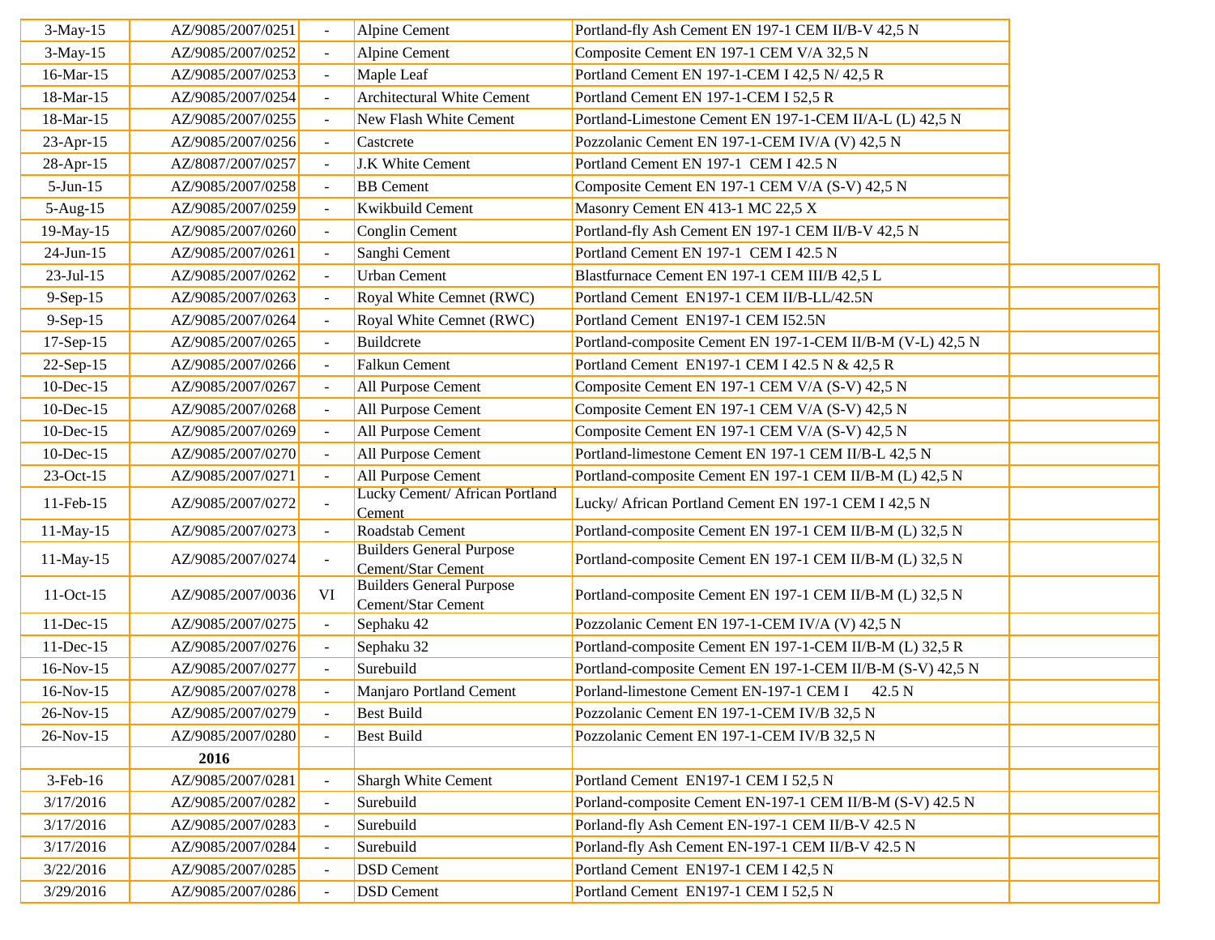| | | | | | |
|---|---|---|---|---|---|
| 3-May-15 | AZ/9085/2007/0251 | - | Alpine Cement | Portland-fly Ash Cement EN 197-1 CEM II/B-V 42,5 N | |
| 3-May-15 | AZ/9085/2007/0252 | - | Alpine Cement | Composite Cement EN 197-1 CEM V/A 32,5 N | |
| 16-Mar-15 | AZ/9085/2007/0253 | - | Maple Leaf | Portland Cement EN 197-1-CEM I 42,5 N/ 42,5 R | |
| 18-Mar-15 | AZ/9085/2007/0254 | - | Architectural White Cement | Portland Cement EN 197-1-CEM I 52,5 R | |
| 18-Mar-15 | AZ/9085/2007/0255 | - | New Flash White Cement | Portland-Limestone Cement EN 197-1-CEM II/A-L (L) 42,5 N | |
| 23-Apr-15 | AZ/9085/2007/0256 | - | Castcrete | Pozzolanic Cement EN 197-1-CEM IV/A (V) 42,5 N | |
| 28-Apr-15 | AZ/8087/2007/0257 | - | J.K White Cement | Portland Cement EN 197-1 CEM I 42.5 N | |
| 5-Jun-15 | AZ/9085/2007/0258 | - | BB Cement | Composite Cement EN 197-1 CEM V/A (S-V) 42,5 N | |
| 5-Aug-15 | AZ/9085/2007/0259 | - | Kwikbuild Cement | Masonry Cement EN 413-1 MC 22,5 X | |
| 19-May-15 | AZ/9085/2007/0260 | - | Conglin Cement | Portland-fly Ash Cement EN 197-1 CEM II/B-V 42,5 N | |
| 24-Jun-15 | AZ/9085/2007/0261 | - | Sanghi Cement | Portland Cement EN 197-1 CEM I 42.5 N | |
| 23-Jul-15 | AZ/9085/2007/0262 | - | Urban Cement | Blastfurnace Cement EN 197-1 CEM III/B 42,5 L | |
| 9-Sep-15 | AZ/9085/2007/0263 | - | Royal White Cemnet (RWC) | Portland Cement EN197-1 CEM II/B-LL/42.5N | |
| 9-Sep-15 | AZ/9085/2007/0264 | - | Royal White Cemnet (RWC) | Portland Cement EN197-1 CEM I52.5N | |
| 17-Sep-15 | AZ/9085/2007/0265 | - | Buildcrete | Portland-composite Cement EN 197-1-CEM II/B-M (V-L) 42,5 N | |
| 22-Sep-15 | AZ/9085/2007/0266 | - | Falkun Cement | Portland Cement EN197-1 CEM I 42.5 N & 42,5 R | |
| 10-Dec-15 | AZ/9085/2007/0267 | - | All Purpose Cement | Composite Cement EN 197-1 CEM V/A (S-V) 42,5 N | |
| 10-Dec-15 | AZ/9085/2007/0268 | - | All Purpose Cement | Composite Cement EN 197-1 CEM V/A (S-V) 42,5 N | |
| 10-Dec-15 | AZ/9085/2007/0269 | - | All Purpose Cement | Composite Cement EN 197-1 CEM V/A (S-V) 42,5 N | |
| 10-Dec-15 | AZ/9085/2007/0270 | - | All Purpose Cement | Portland-limestone Cement EN 197-1 CEM II/B-L 42,5 N | |
| 23-Oct-15 | AZ/9085/2007/0271 | - | All Purpose Cement | Portland-composite Cement EN 197-1 CEM II/B-M (L) 42,5 N | |
| 11-Feb-15 | AZ/9085/2007/0272 | - | Lucky Cement/ African Portland Cement | Lucky/ African Portland Cement EN 197-1 CEM I 42,5 N | |
| 11-May-15 | AZ/9085/2007/0273 | - | Roadstab Cement | Portland-composite Cement EN 197-1 CEM II/B-M (L) 32,5 N | |
| 11-May-15 | AZ/9085/2007/0274 | - | Builders General Purpose Cement/Star Cement | Portland-composite Cement EN 197-1 CEM II/B-M (L) 32,5 N | |
| 11-Oct-15 | AZ/9085/2007/0036 | VI | Builders General Purpose Cement/Star Cement | Portland-composite Cement EN 197-1 CEM II/B-M (L) 32,5 N | |
| 11-Dec-15 | AZ/9085/2007/0275 | - | Sephaku 42 | Pozzolanic Cement EN 197-1-CEM IV/A (V) 42,5 N | |
| 11-Dec-15 | AZ/9085/2007/0276 | - | Sephaku 32 | Portland-composite Cement EN 197-1-CEM II/B-M (L) 32,5 R | |
| 16-Nov-15 | AZ/9085/2007/0277 | - | Surebuild | Portland-composite Cement EN 197-1-CEM II/B-M (S-V) 42,5 N | |
| 16-Nov-15 | AZ/9085/2007/0278 | - | Manjaro Portland Cement | Porland-limestone Cement EN-197-1 CEM I 42.5 N | |
| 26-Nov-15 | AZ/9085/2007/0279 | - | Best Build | Pozzolanic Cement EN 197-1-CEM IV/B 32,5 N | |
| 26-Nov-15 | AZ/9085/2007/0280 | - | Best Build | Pozzolanic Cement EN 197-1-CEM IV/B 32,5 N | |
| | **2016** | | | | |
| 3-Feb-16 | AZ/9085/2007/0281 | - | Shargh White Cement | Portland Cement EN197-1 CEM I 52,5 N | |
| 3/17/2016 | AZ/9085/2007/0282 | - | Surebuild | Porland-composite Cement EN-197-1 CEM II/B-M (S-V) 42.5 N | |
| 3/17/2016 | AZ/9085/2007/0283 | - | Surebuild | Porland-fly Ash Cement EN-197-1 CEM II/B-V 42.5 N | |
| 3/17/2016 | AZ/9085/2007/0284 | - | Surebuild | Porland-fly Ash Cement EN-197-1 CEM II/B-V 42.5 N | |
| 3/22/2016 | AZ/9085/2007/0285 | - | DSD Cement | Portland Cement EN197-1 CEM I 42,5 N | |
| 3/29/2016 | AZ/9085/2007/0286 | - | DSD Cement | Portland Cement EN197-1 CEM I 52,5 N | |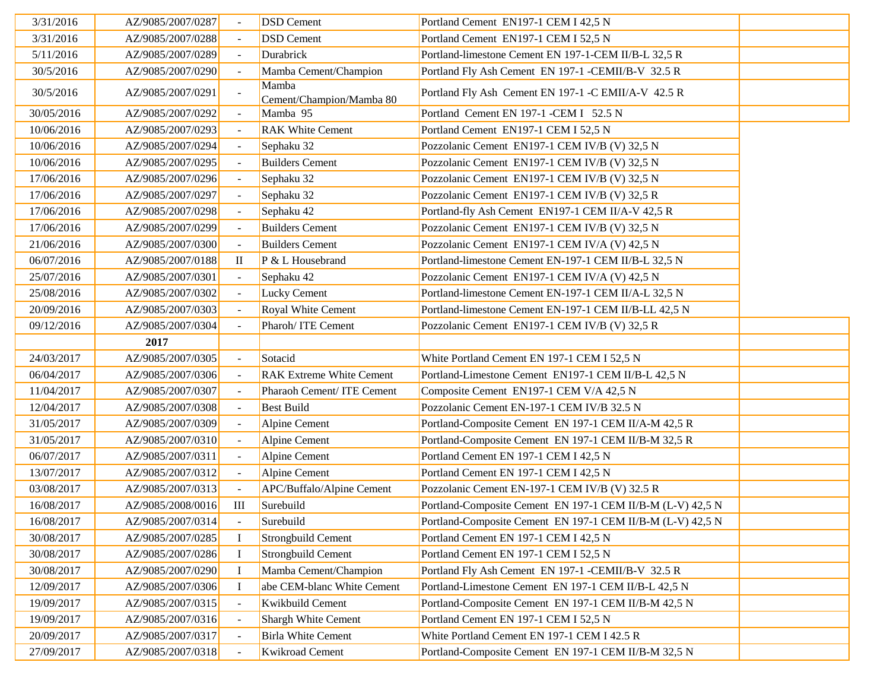| | | | | | |
|---|---|---|---|---|---|
| 3/31/2016 | AZ/9085/2007/0287 | - | DSD Cement | Portland Cement EN197-1 CEM I 42,5 N | |
| 3/31/2016 | AZ/9085/2007/0288 | - | DSD Cement | Portland Cement EN197-1 CEM I 52,5 N | |
| 5/11/2016 | AZ/9085/2007/0289 | - | Durabrick | Portland-limestone Cement EN 197-1-CEM II/B-L 32,5 R | |
| 30/5/2016 | AZ/9085/2007/0290 | - | Mamba Cement/Champion | Portland Fly Ash Cement EN 197-1 -CEMII/B-V 32.5 R | |
| 30/5/2016 | AZ/9085/2007/0291 | - | Mamba Cement/Champion/Mamba 80 | Portland Fly Ash Cement EN 197-1 -C EMII/A-V 42.5 R | |
| 30/05/2016 | AZ/9085/2007/0292 | - | Mamba 95 | Portland Cement EN 197-1 -CEM I 52.5 N | |
| 10/06/2016 | AZ/9085/2007/0293 | - | RAK White Cement | Portland Cement EN197-1 CEM I 52,5 N | |
| 10/06/2016 | AZ/9085/2007/0294 | - | Sephaku 32 | Pozzolanic Cement EN197-1 CEM IV/B (V) 32,5 N | |
| 10/06/2016 | AZ/9085/2007/0295 | - | Builders Cement | Pozzolanic Cement EN197-1 CEM IV/B (V) 32,5 N | |
| 17/06/2016 | AZ/9085/2007/0296 | - | Sephaku 32 | Pozzolanic Cement EN197-1 CEM IV/B (V) 32,5 N | |
| 17/06/2016 | AZ/9085/2007/0297 | - | Sephaku 32 | Pozzolanic Cement EN197-1 CEM IV/B (V) 32,5 R | |
| 17/06/2016 | AZ/9085/2007/0298 | - | Sephaku 42 | Portland-fly Ash Cement EN197-1 CEM II/A-V 42,5 R | |
| 17/06/2016 | AZ/9085/2007/0299 | - | Builders Cement | Pozzolanic Cement EN197-1 CEM IV/B (V) 32,5 N | |
| 21/06/2016 | AZ/9085/2007/0300 | - | Builders Cement | Pozzolanic Cement EN197-1 CEM IV/A (V) 42,5 N | |
| 06/07/2016 | AZ/9085/2007/0188 | II | P & L Housebrand | Portland-limestone Cement EN-197-1 CEM II/B-L 32,5 N | |
| 25/07/2016 | AZ/9085/2007/0301 | - | Sephaku 42 | Pozzolanic Cement EN197-1 CEM IV/A (V) 42,5 N | |
| 25/08/2016 | AZ/9085/2007/0302 | - | Lucky Cement | Portland-limestone Cement EN-197-1 CEM II/A-L 32,5 N | |
| 20/09/2016 | AZ/9085/2007/0303 | - | Royal White Cement | Portland-limestone Cement EN-197-1 CEM II/B-LL 42,5 N | |
| 09/12/2016 | AZ/9085/2007/0304 | - | Pharoh/ ITE Cement | Pozzolanic Cement EN197-1 CEM IV/B (V) 32,5 R | |
| | **2017** | | | | |
| 24/03/2017 | AZ/9085/2007/0305 | - | Sotacid | White Portland Cement EN 197-1 CEM I 52,5 N | |
| 06/04/2017 | AZ/9085/2007/0306 | - | RAK Extreme White Cement | Portland-Limestone Cement EN197-1 CEM II/B-L 42,5 N | |
| 11/04/2017 | AZ/9085/2007/0307 | - | Pharaoh Cement/ ITE Cement | Composite Cement EN197-1 CEM V/A 42,5 N | |
| 12/04/2017 | AZ/9085/2007/0308 | - | Best Build | Pozzolanic Cement EN-197-1 CEM IV/B 32.5 N | |
| 31/05/2017 | AZ/9085/2007/0309 | - | Alpine Cement | Portland-Composite Cement EN 197-1 CEM II/A-M 42,5 R | |
| 31/05/2017 | AZ/9085/2007/0310 | - | Alpine Cement | Portland-Composite Cement EN 197-1 CEM II/B-M 32,5 R | |
| 06/07/2017 | AZ/9085/2007/0311 | - | Alpine Cement | Portland Cement EN 197-1 CEM I 42,5 N | |
| 13/07/2017 | AZ/9085/2007/0312 | - | Alpine Cement | Portland Cement EN 197-1 CEM I 42,5 N | |
| 03/08/2017 | AZ/9085/2007/0313 | - | APC/Buffalo/Alpine Cement | Pozzolanic Cement EN-197-1 CEM IV/B (V) 32.5 R | |
| 16/08/2017 | AZ/9085/2008/0016 | III | Surebuild | Portland-Composite Cement EN 197-1 CEM II/B-M (L-V) 42,5 N | |
| 16/08/2017 | AZ/9085/2007/0314 | - | Surebuild | Portland-Composite Cement EN 197-1 CEM II/B-M (L-V) 42,5 N | |
| 30/08/2017 | AZ/9085/2007/0285 | I | Strongbuild Cement | Portland Cement EN 197-1 CEM I 42,5 N | |
| 30/08/2017 | AZ/9085/2007/0286 | I | Strongbuild Cement | Portland Cement EN 197-1 CEM I 52,5 N | |
| 30/08/2017 | AZ/9085/2007/0290 | I | Mamba Cement/Champion | Portland Fly Ash Cement EN 197-1 -CEMII/B-V 32.5 R | |
| 12/09/2017 | AZ/9085/2007/0306 | I | abe CEM-blanc White Cement | Portland-Limestone Cement EN 197-1 CEM II/B-L 42,5 N | |
| 19/09/2017 | AZ/9085/2007/0315 | - | Kwikbuild Cement | Portland-Composite Cement EN 197-1 CEM II/B-M 42,5 N | |
| 19/09/2017 | AZ/9085/2007/0316 | - | Shargh White Cement | Portland Cement EN 197-1 CEM I 52,5 N | |
| 20/09/2017 | AZ/9085/2007/0317 | - | Birla White Cement | White Portland Cement EN 197-1 CEM I 42.5 R | |
| 27/09/2017 | AZ/9085/2007/0318 | - | Kwikroad Cement | Portland-Composite Cement EN 197-1 CEM II/B-M 32,5 N | |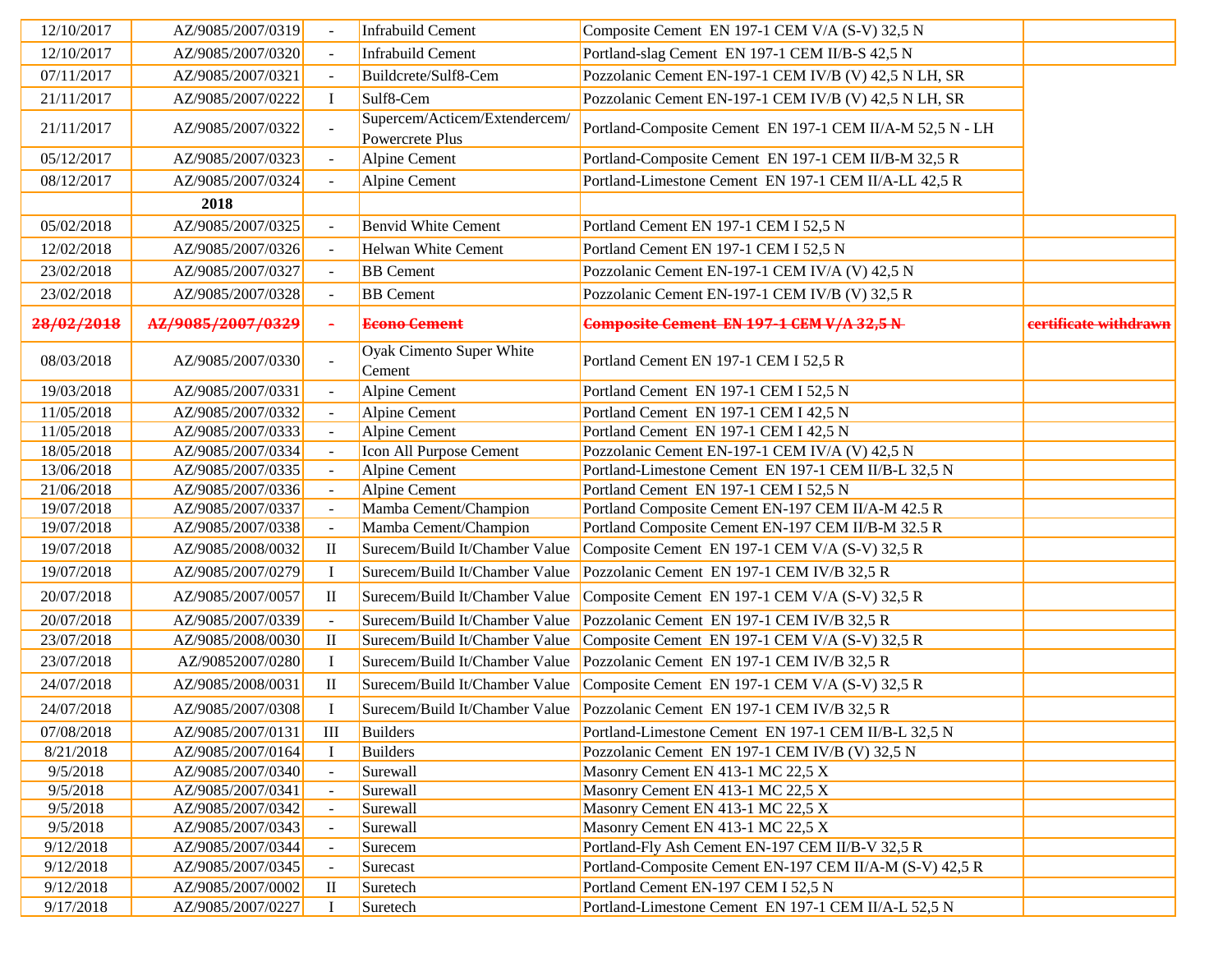| | | | | | |
|---|---|---|---|---|---|
| 12/10/2017 | AZ/9085/2007/0319 | - | Infrabuild Cement | Composite Cement EN 197-1 CEM V/A (S-V) 32,5 N | |
| 12/10/2017 | AZ/9085/2007/0320 | - | Infrabuild Cement | Portland-slag Cement EN 197-1 CEM II/B-S 42,5 N | |
| 07/11/2017 | AZ/9085/2007/0321 | - | Buildcrete/Sulf8-Cem | Pozzolanic Cement EN-197-1 CEM IV/B (V) 42,5 N LH, SR | |
| 21/11/2017 | AZ/9085/2007/0222 | I | Sulf8-Cem | Pozzolanic Cement EN-197-1 CEM IV/B (V) 42,5 N LH, SR | |
| 21/11/2017 | AZ/9085/2007/0322 | - | Supercem/Acticem/Extendercem/ Powercrete Plus | Portland-Composite Cement EN 197-1 CEM II/A-M 52,5 N - LH | |
| 05/12/2017 | AZ/9085/2007/0323 | - | Alpine Cement | Portland-Composite Cement EN 197-1 CEM II/B-M 32,5 R | |
| 08/12/2017 | AZ/9085/2007/0324 | - | Alpine Cement | Portland-Limestone Cement EN 197-1 CEM II/A-LL 42,5 R | |
| | **2018** | | | | |
| 05/02/2018 | AZ/9085/2007/0325 | - | Benvid White Cement | Portland Cement EN 197-1 CEM I 52,5 N | |
| 12/02/2018 | AZ/9085/2007/0326 | - | Helwan White Cement | Portland Cement EN 197-1 CEM I 52,5 N | |
| 23/02/2018 | AZ/9085/2007/0327 | - | BB Cement | Pozzolanic Cement EN-197-1 CEM IV/A (V) 42,5 N | |
| 23/02/2018 | AZ/9085/2007/0328 | - | BB Cement | Pozzolanic Cement EN-197-1 CEM IV/B (V) 32,5 R | |
| ~~**28/02/2018**~~ | ~~**AZ/9085/2007/0329**~~ | ~~**-**~~ | ~~**Econo Cement**~~ | ~~**Composite Cement EN 197-1 CEM V/A 32,5 N**~~ | ~~**certificate withdrawn**~~ |
| 08/03/2018 | AZ/9085/2007/0330 | - | Oyak Cimento Super White Cement | Portland Cement EN 197-1 CEM I 52,5 R | |
| 19/03/2018 | AZ/9085/2007/0331 | - | Alpine Cement | Portland Cement EN 197-1 CEM I 52,5 N | |
| 11/05/2018 | AZ/9085/2007/0332 | - | Alpine Cement | Portland Cement EN 197-1 CEM I 42,5 N | |
| 11/05/2018 | AZ/9085/2007/0333 | - | Alpine Cement | Portland Cement EN 197-1 CEM I 42,5 N | |
| 18/05/2018 | AZ/9085/2007/0334 | - | Icon All Purpose Cement | Pozzolanic Cement EN-197-1 CEM IV/A (V) 42,5 N | |
| 13/06/2018 | AZ/9085/2007/0335 | - | Alpine Cement | Portland-Limestone Cement EN 197-1 CEM II/B-L 32,5 N | |
| 21/06/2018 | AZ/9085/2007/0336 | - | Alpine Cement | Portland Cement EN 197-1 CEM I 52,5 N | |
| 19/07/2018 | AZ/9085/2007/0337 | - | Mamba Cement/Champion | Portland Composite Cement EN-197 CEM II/A-M 42.5 R | |
| 19/07/2018 | AZ/9085/2007/0338 | - | Mamba Cement/Champion | Portland Composite Cement EN-197 CEM II/B-M 32.5 R | |
| 19/07/2018 | AZ/9085/2008/0032 | II | Surecem/Build It/Chamber Value | Composite Cement EN 197-1 CEM V/A (S-V) 32,5 R | |
| 19/07/2018 | AZ/9085/2007/0279 | I | Surecem/Build It/Chamber Value | Pozzolanic Cement EN 197-1 CEM IV/B 32,5 R | |
| 20/07/2018 | AZ/9085/2007/0057 | II | Surecem/Build It/Chamber Value | Composite Cement EN 197-1 CEM V/A (S-V) 32,5 R | |
| 20/07/2018 | AZ/9085/2007/0339 | - | Surecem/Build It/Chamber Value | Pozzolanic Cement EN 197-1 CEM IV/B 32,5 R | |
| 23/07/2018 | AZ/9085/2008/0030 | II | Surecem/Build It/Chamber Value | Composite Cement EN 197-1 CEM V/A (S-V) 32,5 R | |
| 23/07/2018 | AZ/90852007/0280 | I | Surecem/Build It/Chamber Value | Pozzolanic Cement EN 197-1 CEM IV/B 32,5 R | |
| 24/07/2018 | AZ/9085/2008/0031 | II | Surecem/Build It/Chamber Value | Composite Cement EN 197-1 CEM V/A (S-V) 32,5 R | |
| 24/07/2018 | AZ/9085/2007/0308 | I | Surecem/Build It/Chamber Value | Pozzolanic Cement EN 197-1 CEM IV/B 32,5 R | |
| 07/08/2018 | AZ/9085/2007/0131 | III | Builders | Portland-Limestone Cement EN 197-1 CEM II/B-L 32,5 N | |
| 8/21/2018 | AZ/9085/2007/0164 | I | Builders | Pozzolanic Cement EN 197-1 CEM IV/B (V) 32,5 N | |
| 9/5/2018 | AZ/9085/2007/0340 | - | Surewall | Masonry Cement EN 413-1 MC 22,5 X | |
| 9/5/2018 | AZ/9085/2007/0341 | - | Surewall | Masonry Cement EN 413-1 MC 22,5 X | |
| 9/5/2018 | AZ/9085/2007/0342 | - | Surewall | Masonry Cement EN 413-1 MC 22,5 X | |
| 9/5/2018 | AZ/9085/2007/0343 | - | Surewall | Masonry Cement EN 413-1 MC 22,5 X | |
| 9/12/2018 | AZ/9085/2007/0344 | - | Surecem | Portland-Fly Ash Cement EN-197 CEM II/B-V 32,5 R | |
| 9/12/2018 | AZ/9085/2007/0345 | - | Surecast | Portland-Composite Cement EN-197 CEM II/A-M (S-V) 42,5 R | |
| 9/12/2018 | AZ/9085/2007/0002 | II | Suretech | Portland Cement EN-197 CEM I 52,5 N | |
| 9/17/2018 | AZ/9085/2007/0227 | I | Suretech | Portland-Limestone Cement EN 197-1 CEM II/A-L 52,5 N | |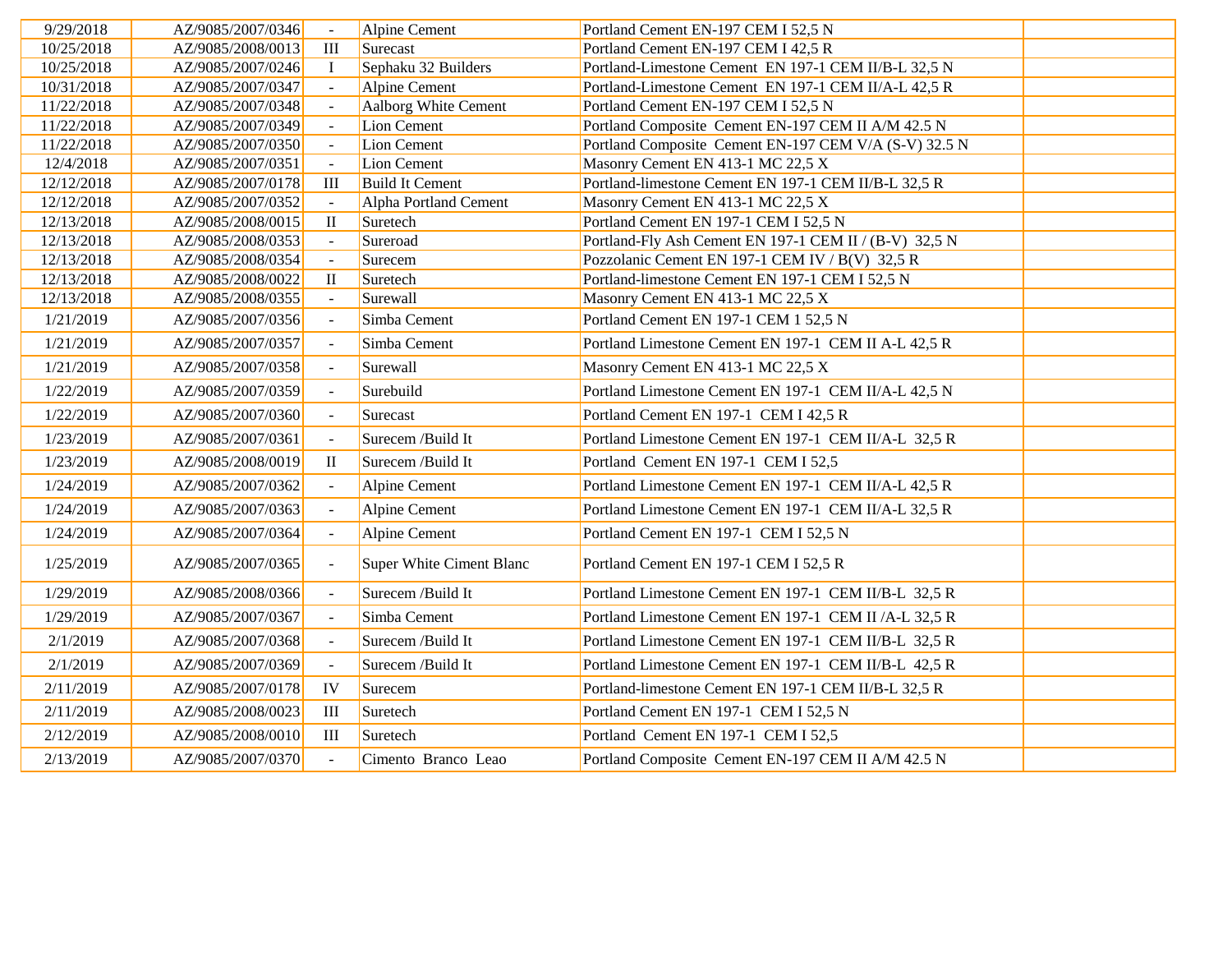| | | | | | |
|---|---|---|---|---|---|
| 9/29/2018 | AZ/9085/2007/0346 | - | Alpine Cement | Portland Cement EN-197 CEM I 52,5 N | |
| 10/25/2018 | AZ/9085/2008/0013 | III | Surecast | Portland Cement EN-197 CEM I 42,5 R | |
| 10/25/2018 | AZ/9085/2007/0246 | I | Sephaku 32 Builders | Portland-Limestone Cement EN 197-1 CEM II/B-L 32,5 N | |
| 10/31/2018 | AZ/9085/2007/0347 | - | Alpine Cement | Portland-Limestone Cement EN 197-1 CEM II/A-L 42,5 R | |
| 11/22/2018 | AZ/9085/2007/0348 | - | Aalborg White Cement | Portland Cement EN-197 CEM I 52,5 N | |
| 11/22/2018 | AZ/9085/2007/0349 | - | Lion Cement | Portland Composite Cement EN-197 CEM II A/M 42.5 N | |
| 11/22/2018 | AZ/9085/2007/0350 | - | Lion Cement | Portland Composite Cement EN-197 CEM V/A (S-V) 32.5 N | |
| 12/4/2018 | AZ/9085/2007/0351 | - | Lion Cement | Masonry Cement EN 413-1 MC 22,5 X | |
| 12/12/2018 | AZ/9085/2007/0178 | III | Build It Cement | Portland-limestone Cement EN 197-1 CEM II/B-L 32,5 R | |
| 12/12/2018 | AZ/9085/2007/0352 | - | Alpha Portland Cement | Masonry Cement EN 413-1 MC 22,5 X | |
| 12/13/2018 | AZ/9085/2008/0015 | II | Suretech | Portland Cement EN 197-1 CEM I 52,5 N | |
| 12/13/2018 | AZ/9085/2008/0353 | - | Sureroad | Portland-Fly Ash Cement EN 197-1 CEM II / (B-V) 32,5 N | |
| 12/13/2018 | AZ/9085/2008/0354 | - | Surecem | Pozzolanic Cement EN 197-1 CEM IV / B(V) 32,5 R | |
| 12/13/2018 | AZ/9085/2008/0022 | II | Suretech | Portland-limestone Cement EN 197-1 CEM I 52,5 N | |
| 12/13/2018 | AZ/9085/2008/0355 | - | Surewall | Masonry Cement EN 413-1 MC 22,5 X | |
| 1/21/2019 | AZ/9085/2007/0356 | - | Simba Cement | Portland Cement EN 197-1 CEM 1 52,5 N | |
| 1/21/2019 | AZ/9085/2007/0357 | - | Simba Cement | Portland Limestone Cement EN 197-1 CEM II A-L 42,5 R | |
| 1/21/2019 | AZ/9085/2007/0358 | - | Surewall | Masonry Cement EN 413-1 MC 22,5 X | |
| 1/22/2019 | AZ/9085/2007/0359 | - | Surebuild | Portland Limestone Cement EN 197-1 CEM II/A-L 42,5 N | |
| 1/22/2019 | AZ/9085/2007/0360 | - | Surecast | Portland Cement EN 197-1 CEM I 42,5 R | |
| 1/23/2019 | AZ/9085/2007/0361 | - | Surecem /Build It | Portland Limestone Cement EN 197-1 CEM II/A-L 32,5 R | |
| 1/23/2019 | AZ/9085/2008/0019 | II | Surecem /Build It | Portland Cement EN 197-1 CEM I 52,5 | |
| 1/24/2019 | AZ/9085/2007/0362 | - | Alpine Cement | Portland Limestone Cement EN 197-1 CEM II/A-L 42,5 R | |
| 1/24/2019 | AZ/9085/2007/0363 | - | Alpine Cement | Portland Limestone Cement EN 197-1 CEM II/A-L 32,5 R | |
| 1/24/2019 | AZ/9085/2007/0364 | - | Alpine Cement | Portland Cement EN 197-1 CEM I 52,5 N | |
| 1/25/2019 | AZ/9085/2007/0365 | - | Super White Ciment Blanc | Portland Cement EN 197-1 CEM I 52,5 R | |
| 1/29/2019 | AZ/9085/2008/0366 | - | Surecem /Build It | Portland Limestone Cement EN 197-1 CEM II/B-L 32,5 R | |
| 1/29/2019 | AZ/9085/2007/0367 | - | Simba Cement | Portland Limestone Cement EN 197-1 CEM II /A-L 32,5 R | |
| 2/1/2019 | AZ/9085/2007/0368 | - | Surecem /Build It | Portland Limestone Cement EN 197-1 CEM II/B-L 32,5 R | |
| 2/1/2019 | AZ/9085/2007/0369 | - | Surecem /Build It | Portland Limestone Cement EN 197-1 CEM II/B-L 42,5 R | |
| 2/11/2019 | AZ/9085/2007/0178 | IV | Surecem | Portland-limestone Cement EN 197-1 CEM II/B-L 32,5 R | |
| 2/11/2019 | AZ/9085/2008/0023 | III | Suretech | Portland Cement EN 197-1 CEM I 52,5 N | |
| 2/12/2019 | AZ/9085/2008/0010 | III | Suretech | Portland Cement EN 197-1 CEM I 52,5 | |
| 2/13/2019 | AZ/9085/2007/0370 | - | Cimento Branco Leao | Portland Composite Cement EN-197 CEM II A/M 42.5 N | |